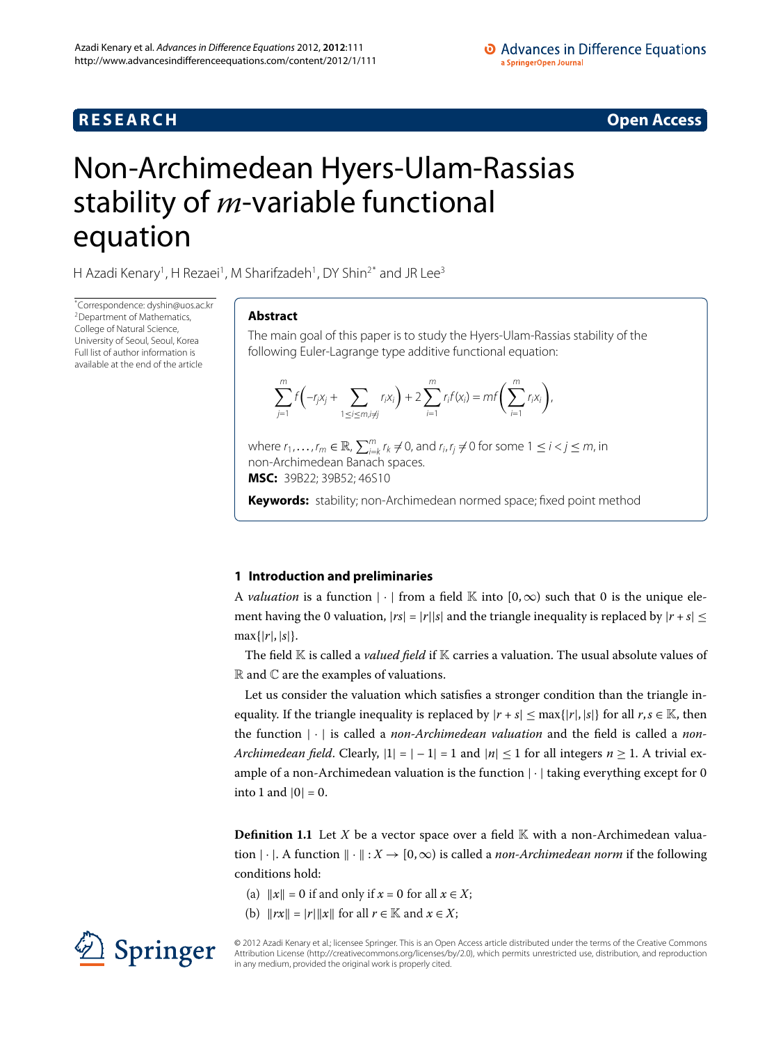**RESEARCH** **Open Access**

# Non-Archimedean Hyers-Ulam-Rassias stability of $m$-variable functional equation

H Azadi Kenary[1], H Rezaei[1], M Sharifzadeh[1], DY Shin[2*] and JR Lee[3]

*Correspondence: dyshin@uos.ac.kr
[2]Department of Mathematics, College of Natural Science, University of Seoul, Seoul, Korea
Full list of author information is available at the end of the article

## Abstract

The main goal of this paper is to study the Hyers-Ulam-Rassias stability of the following Euler-Lagrange type additive functional equation:

$$\sum_{j=1}^{m} f\left(-r_j x_j + \sum_{1\le i\le m, i\ne j} r_i x_i\right) + 2\sum_{i=1}^{m} r_i f(x_i) = mf\left(\sum_{i=1}^{m} r_i x_i\right),$$

where $r_1,\dots,r_m \in \mathbb{R}$, $\sum_{i=k}^{m} r_k \neq 0$, and $r_i, r_j \neq 0$ for some $1 \le i < j \le m$, in non-Archimedean Banach spaces.

**MSC:** 39B22; 39B52; 46S10

**Keywords:** stability; non-Archimedean normed space; fixed point method

## 1 Introduction and preliminaries

A *valuation* is a function $|\cdot|$ from a field $\mathbb{K}$ into $[0,\infty)$ such that 0 is the unique element having the 0 valuation, $|rs| = |r||s|$ and the triangle inequality is replaced by $|r+s| \le \max\{|r|,|s|\}$.

The field $\mathbb{K}$ is called a *valued field* if $\mathbb{K}$ carries a valuation. The usual absolute values of $\mathbb{R}$ and $\mathbb{C}$ are the examples of valuations.

Let us consider the valuation which satisfies a stronger condition than the triangle inequality. If the triangle inequality is replaced by $|r+s| \le \max\{|r|,|s|\}$ for all $r,s \in \mathbb{K}$, then the function $|\cdot|$ is called a *non-Archimedean valuation* and the field is called a *non-Archimedean field*. Clearly, $|1| = |-1| = 1$ and $|n| \le 1$ for all integers $n \ge 1$. A trivial example of a non-Archimedean valuation is the function $|\cdot|$ taking everything except for 0 into 1 and $|0| = 0$.

**Definition 1.1** Let $X$ be a vector space over a field $\mathbb{K}$ with a non-Archimedean valuation $|\cdot|$. A function $\|\cdot\| : X \to [0,\infty)$ is called a *non-Archimedean norm* if the following conditions hold:

(a) $\|x\| = 0$ if and only if $x = 0$ for all $x \in X$;

(b) $\|rx\| = |r|\|x\|$ for all $r \in \mathbb{K}$ and $x \in X$;

© 2012 Azadi Kenary et al.; licensee Springer. This is an Open Access article distributed under the terms of the Creative Commons Attribution License (http://creativecommons.org/licenses/by/2.0), which permits unrestricted use, distribution, and reproduction in any medium, provided the original work is properly cited.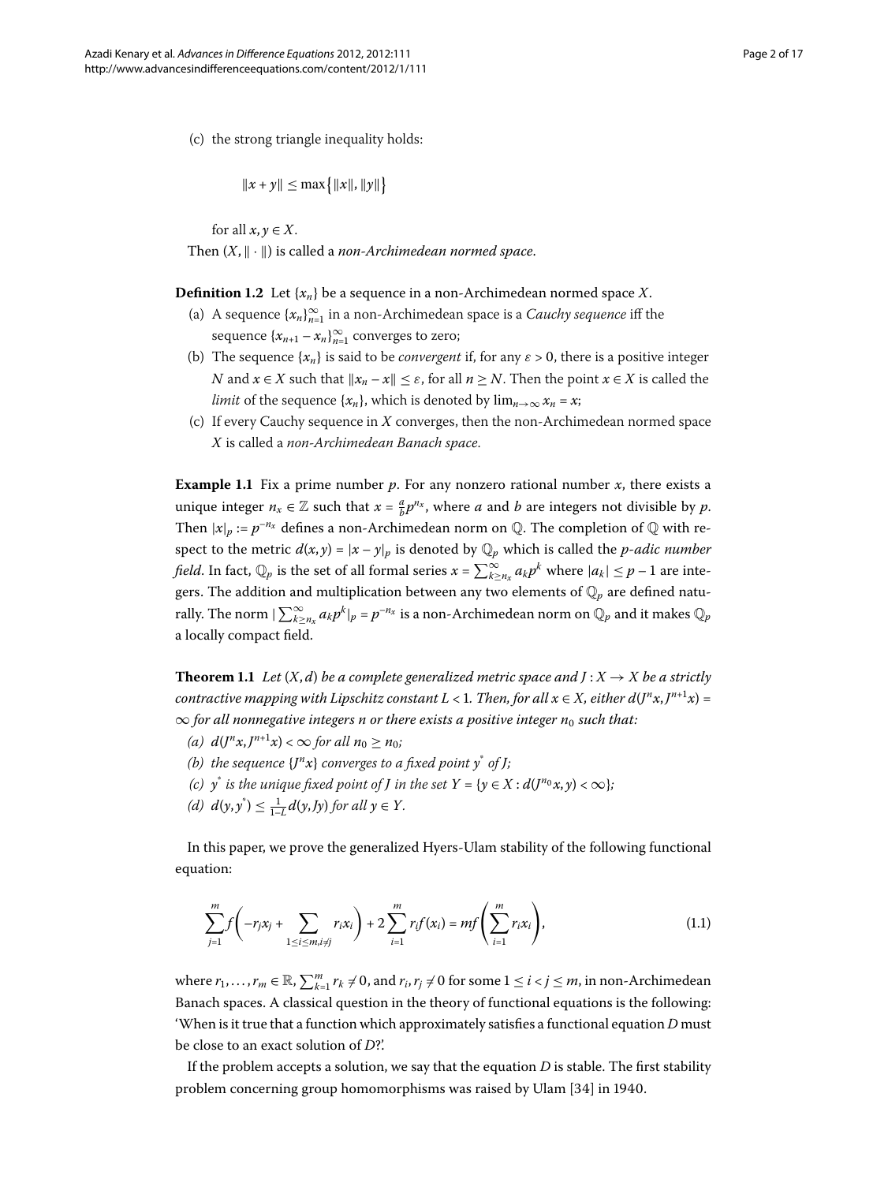(c) the strong triangle inequality holds:

$$\|x + y\| \leq \max\{\|x\|, \|y\|\}$$

for all $x, y \in X$.

Then $(X, \|\cdot\|)$ is called a *non-Archimedean normed space*.

**Definition 1.2** Let $\{x_n\}$ be a sequence in a non-Archimedean normed space $X$.

(a) A sequence $\{x_n\}_{n=1}^{\infty}$ in a non-Archimedean space is a *Cauchy sequence* iff the sequence $\{x_{n+1} - x_n\}_{n=1}^{\infty}$ converges to zero;

(b) The sequence $\{x_n\}$ is said to be *convergent* if, for any $\varepsilon > 0$, there is a positive integer $N$ and $x \in X$ such that $\|x_n - x\| \leq \varepsilon$, for all $n \geq N$. Then the point $x \in X$ is called the *limit* of the sequence $\{x_n\}$, which is denoted by $\lim_{n\to\infty} x_n = x$;

(c) If every Cauchy sequence in $X$ converges, then the non-Archimedean normed space $X$ is called a *non-Archimedean Banach space*.

**Example 1.1** Fix a prime number $p$. For any nonzero rational number $x$, there exists a unique integer $n_x \in \mathbb{Z}$ such that $x = \frac{a}{b}p^{n_x}$, where $a$ and $b$ are integers not divisible by $p$. Then $|x|_p := p^{-n_x}$ defines a non-Archimedean norm on $\mathbb{Q}$. The completion of $\mathbb{Q}$ with respect to the metric $d(x, y) = |x - y|_p$ is denoted by $\mathbb{Q}_p$ which is called the *p-adic number field*. In fact, $\mathbb{Q}_p$ is the set of all formal series $x = \sum_{k\geq n_x}^{\infty} a_k p^k$ where $|a_k| \leq p - 1$ are integers. The addition and multiplication between any two elements of $\mathbb{Q}_p$ are defined naturally. The norm $|\sum_{k\geq n_x}^{\infty} a_k p^k|_p = p^{-n_x}$ is a non-Archimedean norm on $\mathbb{Q}_p$ and it makes $\mathbb{Q}_p$ a locally compact field.

**Theorem 1.1** *Let $(X, d)$ be a complete generalized metric space and $J : X \to X$ be a strictly contractive mapping with Lipschitz constant $L < 1$. Then, for all $x \in X$, either $d(J^n x, J^{n+1}x) = \infty$ for all nonnegative integers $n$ or there exists a positive integer $n_0$ such that:*

*(a) $d(J^n x, J^{n+1}x) < \infty$ for all $n_0 \geq n_0$;*

*(b) the sequence $\{J^n x\}$ converges to a fixed point $y^*$ of $J$;*

*(c) $y^*$ is the unique fixed point of $J$ in the set $Y = \{y \in X : d(J^{n_0}x, y) < \infty\}$;*

*(d) $d(y, y^*) \leq \frac{1}{1-L} d(y, Jy)$ for all $y \in Y$.*

In this paper, we prove the generalized Hyers-Ulam stability of the following functional equation:

$$\sum_{j=1}^{m} f\left(-r_j x_j + \sum_{1\leq i\leq m, i\neq j} r_i x_i\right) + 2\sum_{i=1}^{m} r_i f(x_i) = mf\left(\sum_{i=1}^{m} r_i x_i\right), \tag{1.1}$$

where $r_1, \ldots, r_m \in \mathbb{R}$, $\sum_{k=1}^{m} r_k \neq 0$, and $r_i, r_j \neq 0$ for some $1 \leq i < j \leq m$, in non-Archimedean Banach spaces. A classical question in the theory of functional equations is the following: 'When is it true that a function which approximately satisfies a functional equation $D$ must be close to an exact solution of $D$?'.

If the problem accepts a solution, we say that the equation $D$ is stable. The first stability problem concerning group homomorphisms was raised by Ulam [34] in 1940.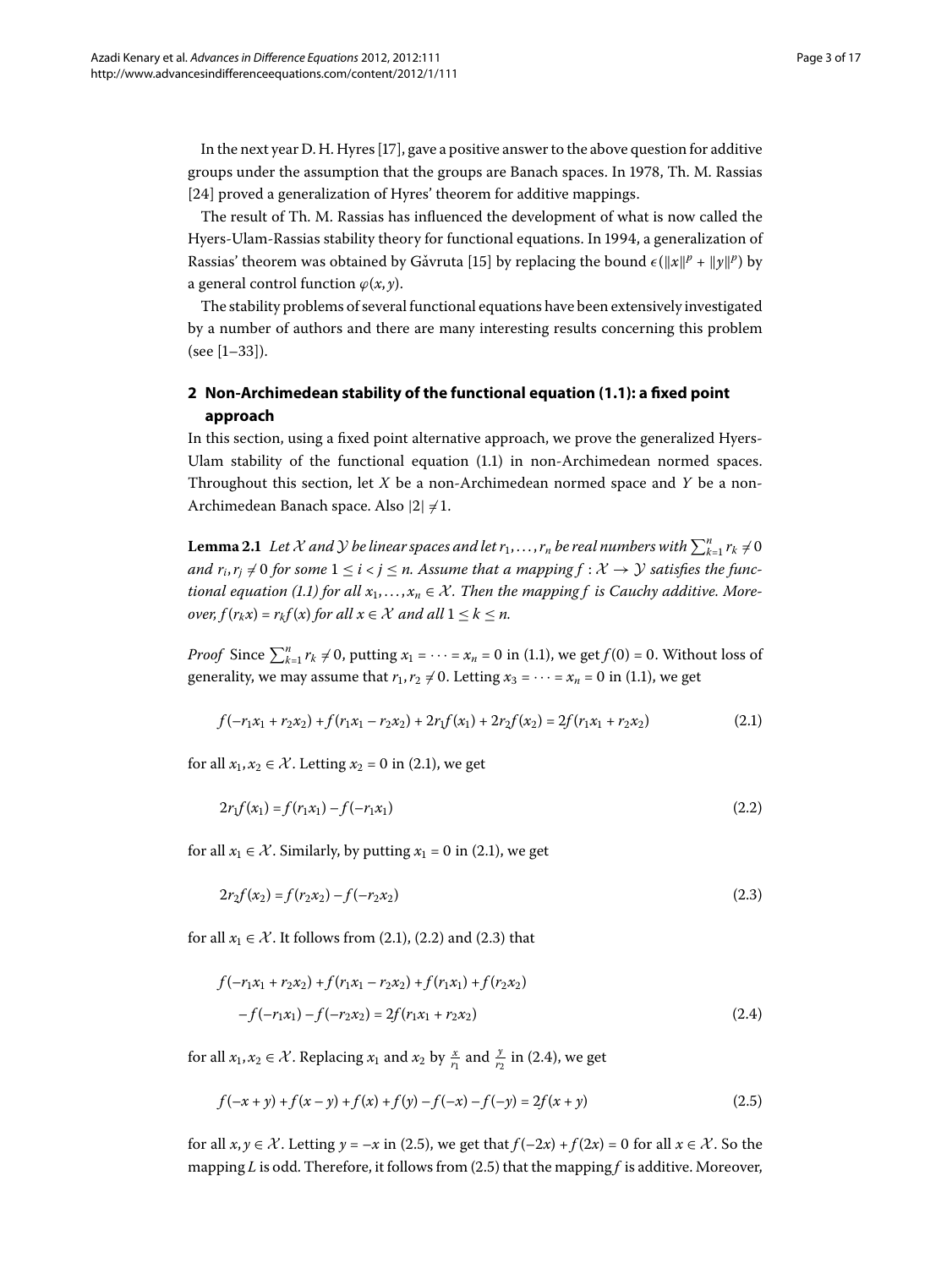In the next year D. H. Hyres [17], gave a positive answer to the above question for additive groups under the assumption that the groups are Banach spaces. In 1978, Th. M. Rassias [24] proved a generalization of Hyres' theorem for additive mappings.

The result of Th. M. Rassias has influenced the development of what is now called the Hyers-Ulam-Rassias stability theory for functional equations. In 1994, a generalization of Rassias' theorem was obtained by Găvruta [15] by replacing the bound $\epsilon(\|x\|^p + \|y\|^p)$ by a general control function $\varphi(x, y)$.

The stability problems of several functional equations have been extensively investigated by a number of authors and there are many interesting results concerning this problem (see [1–33]).

## 2 Non-Archimedean stability of the functional equation (1.1): a fixed point approach

In this section, using a fixed point alternative approach, we prove the generalized Hyers-Ulam stability of the functional equation (1.1) in non-Archimedean normed spaces. Throughout this section, let $X$ be a non-Archimedean normed space and $Y$ be a non-Archimedean Banach space. Also $|2| \neq 1$.

**Lemma 2.1** *Let $\mathcal{X}$ and $\mathcal{Y}$ be linear spaces and let $r_1, \dots, r_n$ be real numbers with $\sum_{k=1}^n r_k \neq 0$ and $r_i, r_j \neq 0$ for some $1 \leq i < j \leq n$. Assume that a mapping $f : \mathcal{X} \to \mathcal{Y}$ satisfies the functional equation (1.1) for all $x_1, \dots, x_n \in \mathcal{X}$. Then the mapping $f$ is Cauchy additive. Moreover, $f(r_k x) = r_k f(x)$ for all $x \in \mathcal{X}$ and all $1 \leq k \leq n$.*

*Proof* Since $\sum_{k=1}^n r_k \neq 0$, putting $x_1 = \cdots = x_n = 0$ in (1.1), we get $f(0) = 0$. Without loss of generality, we may assume that $r_1, r_2 \neq 0$. Letting $x_3 = \cdots = x_n = 0$ in (1.1), we get

$$f(-r_1x_1 + r_2x_2) + f(r_1x_1 - r_2x_2) + 2r_1f(x_1) + 2r_2f(x_2) = 2f(r_1x_1 + r_2x_2) \tag{2.1}$$

for all $x_1, x_2 \in \mathcal{X}$. Letting $x_2 = 0$ in (2.1), we get

$$2r_1f(x_1) = f(r_1x_1) - f(-r_1x_1) \tag{2.2}$$

for all $x_1 \in \mathcal{X}$. Similarly, by putting $x_1 = 0$ in (2.1), we get

$$2r_2f(x_2) = f(r_2x_2) - f(-r_2x_2) \tag{2.3}$$

for all $x_1 \in \mathcal{X}$. It follows from (2.1), (2.2) and (2.3) that

$$\begin{aligned} &f(-r_1x_1 + r_2x_2) + f(r_1x_1 - r_2x_2) + f(r_1x_1) + f(r_2x_2) \\ &\quad - f(-r_1x_1) - f(-r_2x_2) = 2f(r_1x_1 + r_2x_2) \end{aligned} \tag{2.4}$$

for all $x_1, x_2 \in \mathcal{X}$. Replacing $x_1$ and $x_2$ by $\frac{x}{r_1}$ and $\frac{y}{r_2}$ in (2.4), we get

$$f(-x + y) + f(x - y) + f(x) + f(y) - f(-x) - f(-y) = 2f(x + y) \tag{2.5}$$

for all $x, y \in \mathcal{X}$. Letting $y = -x$ in (2.5), we get that $f(-2x) + f(2x) = 0$ for all $x \in \mathcal{X}$. So the mapping $L$ is odd. Therefore, it follows from (2.5) that the mapping $f$ is additive. Moreover,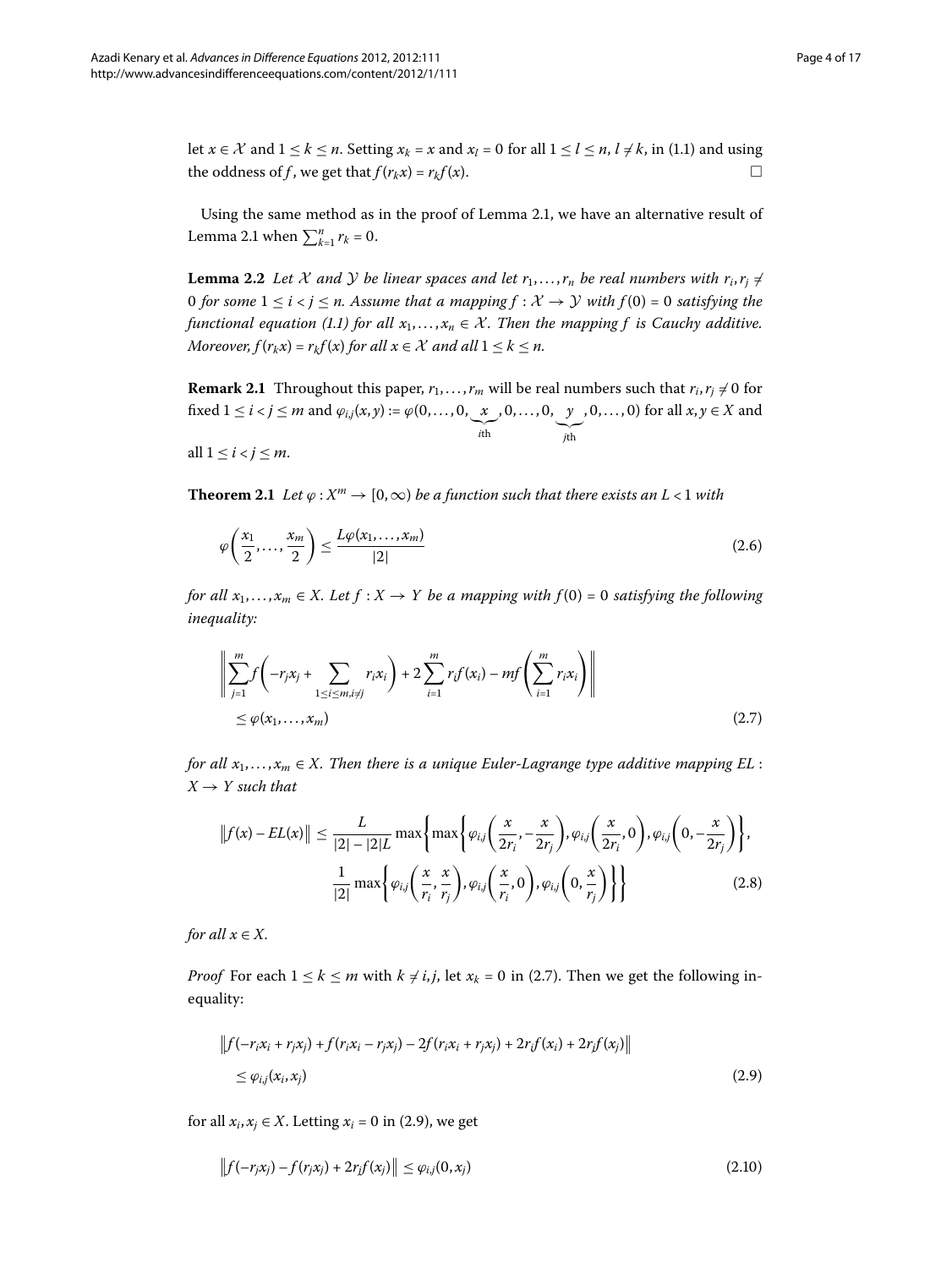let $x \in \mathcal{X}$ and $1 \le k \le n$. Setting $x_k = x$ and $x_l = 0$ for all $1 \le l \le n$, $l \ne k$, in (1.1) and using the oddness of $f$, we get that $f(r_k x) = r_k f(x)$. □

Using the same method as in the proof of Lemma 2.1, we have an alternative result of Lemma 2.1 when $\sum_{k=1}^{n} r_k = 0$.

**Lemma 2.2** *Let $\mathcal{X}$ and $\mathcal{Y}$ be linear spaces and let $r_1, \dots, r_n$ be real numbers with $r_i, r_j \ne 0$ for some $1 \le i < j \le n$. Assume that a mapping $f : \mathcal{X} \to \mathcal{Y}$ with $f(0) = 0$ satisfying the functional equation (1.1) for all $x_1, \dots, x_n \in \mathcal{X}$. Then the mapping $f$ is Cauchy additive. Moreover, $f(r_k x) = r_k f(x)$ for all $x \in \mathcal{X}$ and all $1 \le k \le n$.*

**Remark 2.1** Throughout this paper, $r_1, \dots, r_m$ will be real numbers such that $r_i, r_j \ne 0$ for fixed $1 \le i < j \le m$ and $\varphi_{i,j}(x, y) := \varphi(0, \dots, 0, \underbrace{x}_{i\text{th}}, 0, \dots, 0, \underbrace{y}_{j\text{th}}, 0, \dots, 0)$ for all $x, y \in X$ and all $1 \le i < j \le m$.

**Theorem 2.1** *Let $\varphi : X^m \to [0, \infty)$ be a function such that there exists an $L < 1$ with*

$$\varphi\left(\frac{x_1}{2}, \dots, \frac{x_m}{2}\right) \le \frac{L\varphi(x_1, \dots, x_m)}{|2|} \tag{2.6}$$

*for all $x_1, \dots, x_m \in X$. Let $f : X \to Y$ be a mapping with $f(0) = 0$ satisfying the following inequality:*

$$\begin{aligned} &\left\| \sum_{j=1}^{m} f\left(-r_j x_j + \sum_{1 \le i \le m, i \ne j} r_i x_i\right) + 2\sum_{i=1}^{m} r_i f(x_i) - m f\left(\sum_{i=1}^{m} r_i x_i\right) \right\| \\ &\quad \le \varphi(x_1, \dots, x_m) \end{aligned} \tag{2.7}$$

*for all $x_1, \dots, x_m \in X$. Then there is a unique Euler-Lagrange type additive mapping $EL : X \to Y$ such that*

$$\begin{aligned} \|f(x) - EL(x)\| \le \frac{L}{|2| - |2|L} \max\Bigg\{ &\max\left\{ \varphi_{i,j}\left(\frac{x}{2r_i}, -\frac{x}{2r_j}\right), \varphi_{i,j}\left(\frac{x}{2r_i}, 0\right), \varphi_{i,j}\left(0, -\frac{x}{2r_j}\right) \right\}, \\ &\frac{1}{|2|} \max\left\{ \varphi_{i,j}\left(\frac{x}{r_i}, \frac{x}{r_j}\right), \varphi_{i,j}\left(\frac{x}{r_i}, 0\right), \varphi_{i,j}\left(0, \frac{x}{r_j}\right) \right\} \Bigg\} \end{aligned} \tag{2.8}$$

*for all $x \in X$.*

*Proof* For each $1 \le k \le m$ with $k \ne i, j$, let $x_k = 0$ in (2.7). Then we get the following inequality:

$$\begin{aligned} &\| f(-r_i x_i + r_j x_j) + f(r_i x_i - r_j x_j) - 2f(r_i x_i + r_j x_j) + 2r_i f(x_i) + 2r_j f(x_j) \| \\ &\quad \le \varphi_{i,j}(x_i, x_j) \end{aligned} \tag{2.9}$$

for all $x_i, x_j \in X$. Letting $x_i = 0$ in (2.9), we get

$$\| f(-r_j x_j) - f(r_j x_j) + 2r_j f(x_j) \| \le \varphi_{i,j}(0, x_j) \tag{2.10}$$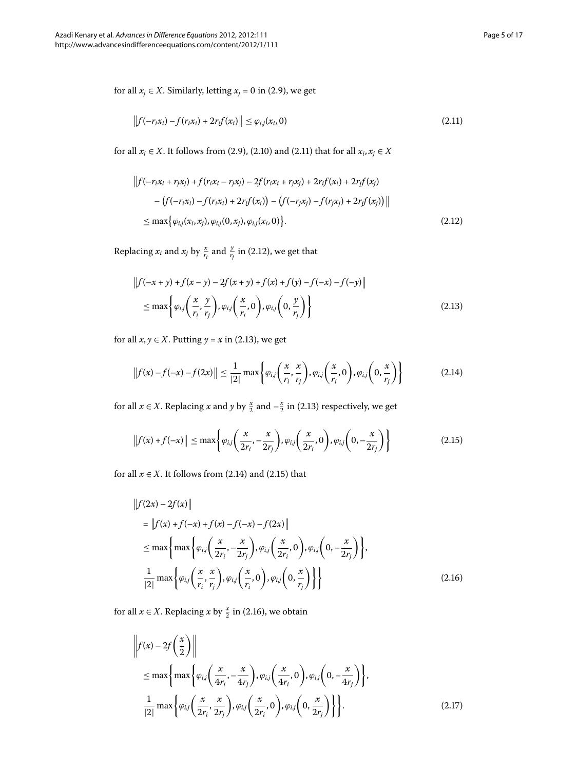for all $x_j \in X$. Similarly, letting $x_j = 0$ in (2.9), we get

$$\left\|f(-r_ix_i) - f(r_ix_i) + 2r_if(x_i)\right\| \leq \varphi_{i,j}(x_i, 0) \tag{2.11}$$

for all $x_i \in X$. It follows from (2.9), (2.10) and (2.11) that for all $x_i, x_j \in X$

$$\begin{aligned}
&\Big\|f(-r_ix_i + r_jx_j) + f(r_ix_i - r_jx_j) - 2f(r_ix_i + r_jx_j) + 2r_if(x_i) + 2r_jf(x_j) \\
&\quad - \big(f(-r_ix_i) - f(r_ix_i) + 2r_if(x_i)\big) - \big(f(-r_jx_j) - f(r_jx_j) + 2r_jf(x_j)\big)\Big\| \\
&\quad \leq \max\big\{\varphi_{i,j}(x_i, x_j), \varphi_{i,j}(0, x_j), \varphi_{i,j}(x_i, 0)\big\}.
\end{aligned} \tag{2.12}$$

Replacing $x_i$ and $x_j$ by $\frac{x}{r_i}$ and $\frac{y}{r_j}$ in (2.12), we get that

$$\begin{aligned}
&\left\|f(-x + y) + f(x - y) - 2f(x + y) + f(x) + f(y) - f(-x) - f(-y)\right\| \\
&\quad \leq \max\left\{\varphi_{i,j}\left(\frac{x}{r_i}, \frac{y}{r_j}\right), \varphi_{i,j}\left(\frac{x}{r_i}, 0\right), \varphi_{i,j}\left(0, \frac{y}{r_j}\right)\right\}
\end{aligned} \tag{2.13}$$

for all $x, y \in X$. Putting $y = x$ in (2.13), we get

$$\left\|f(x) - f(-x) - f(2x)\right\| \leq \frac{1}{|2|}\max\left\{\varphi_{i,j}\left(\frac{x}{r_i}, \frac{x}{r_j}\right), \varphi_{i,j}\left(\frac{x}{r_i}, 0\right), \varphi_{i,j}\left(0, \frac{x}{r_j}\right)\right\} \tag{2.14}$$

for all $x \in X$. Replacing $x$ and $y$ by $\frac{x}{2}$ and $-\frac{x}{2}$ in (2.13) respectively, we get

$$\left\|f(x) + f(-x)\right\| \leq \max\left\{\varphi_{i,j}\left(\frac{x}{2r_i}, -\frac{x}{2r_j}\right), \varphi_{i,j}\left(\frac{x}{2r_i}, 0\right), \varphi_{i,j}\left(0, -\frac{x}{2r_j}\right)\right\} \tag{2.15}$$

for all $x \in X$. It follows from (2.14) and (2.15) that

$$\begin{aligned}
&\left\|f(2x) - 2f(x)\right\| \\
&\quad = \left\|f(x) + f(-x) + f(x) - f(-x) - f(2x)\right\| \\
&\quad \leq \max\left\{\max\left\{\varphi_{i,j}\left(\frac{x}{2r_i}, -\frac{x}{2r_j}\right), \varphi_{i,j}\left(\frac{x}{2r_i}, 0\right), \varphi_{i,j}\left(0, -\frac{x}{2r_j}\right)\right\},\right. \\
&\quad \left.\frac{1}{|2|}\max\left\{\varphi_{i,j}\left(\frac{x}{r_i}, \frac{x}{r_j}\right), \varphi_{i,j}\left(\frac{x}{r_i}, 0\right), \varphi_{i,j}\left(0, \frac{x}{r_j}\right)\right\}\right\}
\end{aligned} \tag{2.16}$$

for all $x \in X$. Replacing $x$ by $\frac{x}{2}$ in (2.16), we obtain

$$\begin{aligned}
&\left\|f(x) - 2f\left(\frac{x}{2}\right)\right\| \\
&\quad \leq \max\left\{\max\left\{\varphi_{i,j}\left(\frac{x}{4r_i}, -\frac{x}{4r_j}\right), \varphi_{i,j}\left(\frac{x}{4r_i}, 0\right), \varphi_{i,j}\left(0, -\frac{x}{4r_j}\right)\right\},\right. \\
&\quad \left.\frac{1}{|2|}\max\left\{\varphi_{i,j}\left(\frac{x}{2r_i}, \frac{x}{2r_j}\right), \varphi_{i,j}\left(\frac{x}{2r_i}, 0\right), \varphi_{i,j}\left(0, \frac{x}{2r_j}\right)\right\}\right\}.
\end{aligned} \tag{2.17}$$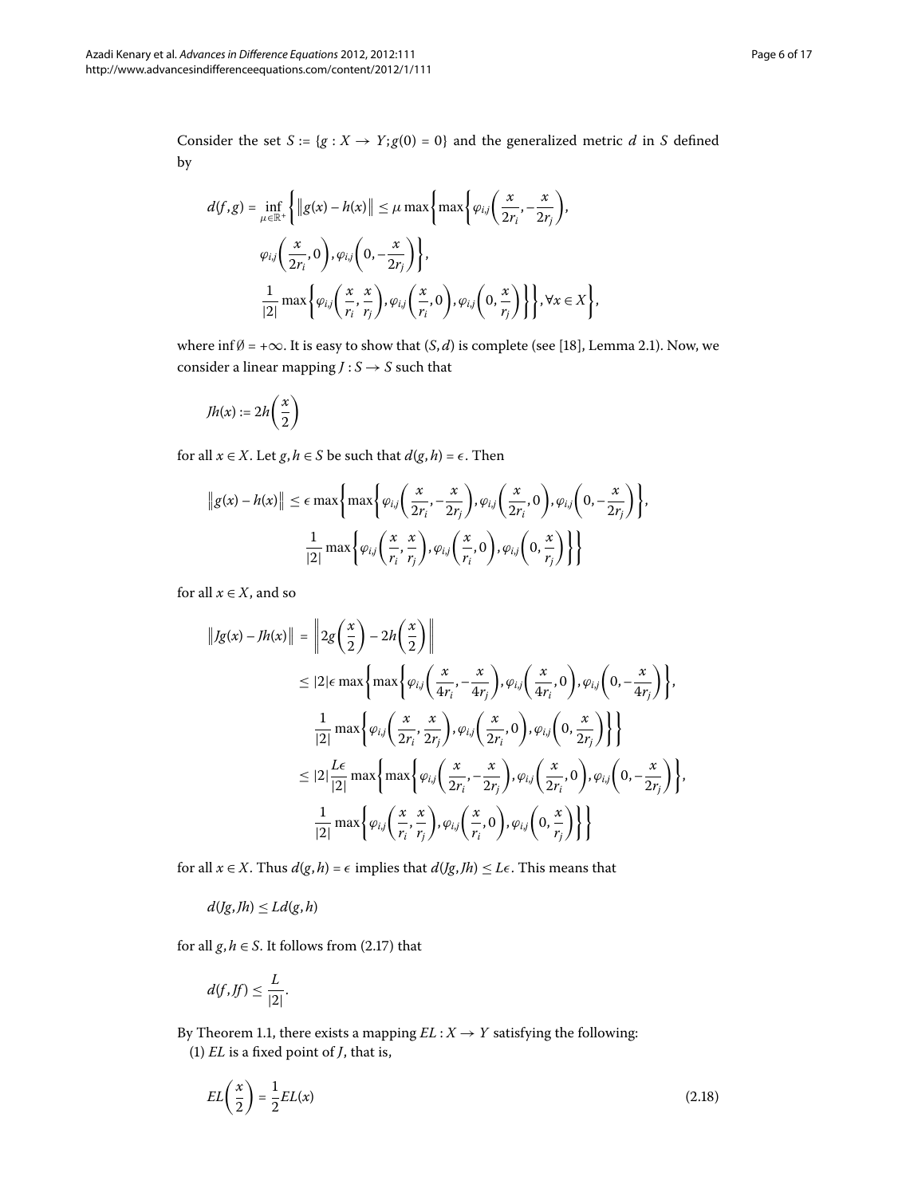Consider the set $S := \{g : X \to Y; g(0) = 0\}$ and the generalized metric $d$ in $S$ defined by

$$
\begin{aligned}
d(f,g) = \inf_{\mu \in \mathbb{R}^+} \Bigg\{ \|g(x) - h(x)\| \le \mu \max\Bigg\{ \max\Bigg\{ \varphi_{i,j}\left(\frac{x}{2r_i}, -\frac{x}{2r_j}\right), \\
\varphi_{i,j}\left(\frac{x}{2r_i}, 0\right), \varphi_{i,j}\left(0, -\frac{x}{2r_j}\right)\Bigg\}, \\
\frac{1}{|2|}\max\Bigg\{ \varphi_{i,j}\left(\frac{x}{r_i}, \frac{x}{r_j}\right), \varphi_{i,j}\left(\frac{x}{r_i}, 0\right), \varphi_{i,j}\left(0, \frac{x}{r_j}\right)\Bigg\}\Bigg\}, \forall x \in X \Bigg\},
\end{aligned}
$$

where $\inf \emptyset = +\infty$. It is easy to show that $(S, d)$ is complete (see [18], Lemma 2.1). Now, we consider a linear mapping $J : S \to S$ such that

$$
Jh(x) := 2h\left(\frac{x}{2}\right)
$$

for all $x \in X$. Let $g, h \in S$ be such that $d(g, h) = \epsilon$. Then

$$
\begin{aligned}
\|g(x) - h(x)\| \le \epsilon \max\Bigg\{ \max\Bigg\{ \varphi_{i,j}\left(\frac{x}{2r_i}, -\frac{x}{2r_j}\right), \varphi_{i,j}\left(\frac{x}{2r_i}, 0\right), \varphi_{i,j}\left(0, -\frac{x}{2r_j}\right)\Bigg\}, \\
\frac{1}{|2|}\max\Bigg\{ \varphi_{i,j}\left(\frac{x}{r_i}, \frac{x}{r_j}\right), \varphi_{i,j}\left(\frac{x}{r_i}, 0\right), \varphi_{i,j}\left(0, \frac{x}{r_j}\right)\Bigg\}\Bigg\}
\end{aligned}
$$

for all $x \in X$, and so

$$
\begin{aligned}
\|Jg(x) - Jh(x)\| &= \left\| 2g\left(\frac{x}{2}\right) - 2h\left(\frac{x}{2}\right) \right\| \\
&\le |2|\epsilon \max\Bigg\{ \max\Bigg\{ \varphi_{i,j}\left(\frac{x}{4r_i}, -\frac{x}{4r_j}\right), \varphi_{i,j}\left(\frac{x}{4r_i}, 0\right), \varphi_{i,j}\left(0, -\frac{x}{4r_j}\right)\Bigg\}, \\
&\qquad \frac{1}{|2|}\max\Bigg\{ \varphi_{i,j}\left(\frac{x}{2r_i}, \frac{x}{2r_j}\right), \varphi_{i,j}\left(\frac{x}{2r_i}, 0\right), \varphi_{i,j}\left(0, \frac{x}{2r_j}\right)\Bigg\}\Bigg\} \\
&\le |2|\frac{L\epsilon}{|2|} \max\Bigg\{ \max\Bigg\{ \varphi_{i,j}\left(\frac{x}{2r_i}, -\frac{x}{2r_j}\right), \varphi_{i,j}\left(\frac{x}{2r_i}, 0\right), \varphi_{i,j}\left(0, -\frac{x}{2r_j}\right)\Bigg\}, \\
&\qquad \frac{1}{|2|}\max\Bigg\{ \varphi_{i,j}\left(\frac{x}{r_i}, \frac{x}{r_j}\right), \varphi_{i,j}\left(\frac{x}{r_i}, 0\right), \varphi_{i,j}\left(0, \frac{x}{r_j}\right)\Bigg\}\Bigg\}
\end{aligned}
$$

for all $x \in X$. Thus $d(g, h) = \epsilon$ implies that $d(Jg, Jh) \le L\epsilon$. This means that

$$
d(Jg, Jh) \le Ld(g, h)
$$

for all $g, h \in S$. It follows from (2.17) that

$$
d(f, Jf) \le \frac{L}{|2|}.
$$

By Theorem 1.1, there exists a mapping $EL : X \to Y$ satisfying the following:

(1) $EL$ is a fixed point of $J$, that is,

$$
EL\left(\frac{x}{2}\right) = \frac{1}{2}EL(x) \tag{2.18}
$$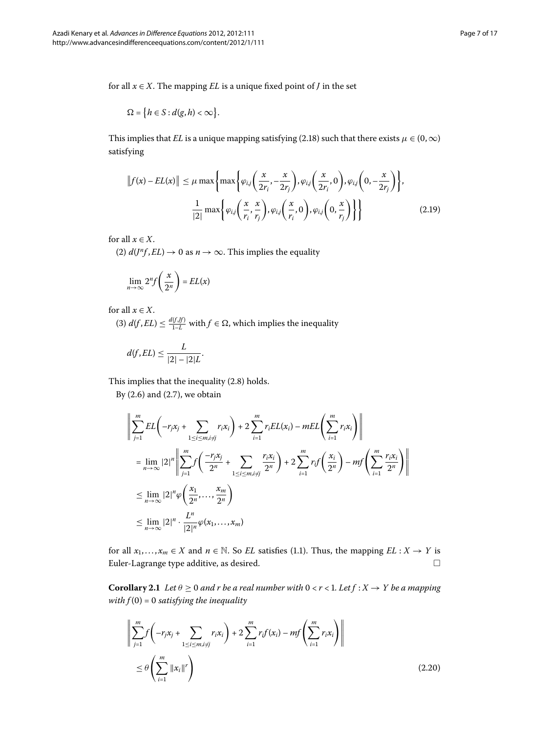for all $x \in X$. The mapping $EL$ is a unique fixed point of $J$ in the set

$$\Omega = \{h \in S : d(g,h) < \infty\}.$$

This implies that $EL$ is a unique mapping satisfying (2.18) such that there exists $\mu \in (0,\infty)$ satisfying

$$\begin{aligned}\|f(x) - EL(x)\| \le \mu \max\bigg\{&\max\bigg\{\varphi_{i,j}\bigg(\frac{x}{2r_i}, -\frac{x}{2r_j}\bigg), \varphi_{i,j}\bigg(\frac{x}{2r_i}, 0\bigg), \varphi_{i,j}\bigg(0, -\frac{x}{2r_j}\bigg)\bigg\},\\ &\frac{1}{|2|}\max\bigg\{\varphi_{i,j}\bigg(\frac{x}{r_i}, \frac{x}{r_j}\bigg), \varphi_{i,j}\bigg(\frac{x}{r_i}, 0\bigg), \varphi_{i,j}\bigg(0, \frac{x}{r_j}\bigg)\bigg\}\bigg\}\end{aligned} \tag{2.19}$$

for all $x \in X$.

(2) $d(J^n f, EL) \to 0$ as $n \to \infty$. This implies the equality

$$\lim_{n\to\infty} 2^n f\bigg(\frac{x}{2^n}\bigg) = EL(x)$$

for all $x \in X$.

(3) $d(f, EL) \le \frac{d(f,Jf)}{1-L}$ with $f \in \Omega$, which implies the inequality

$$d(f, EL) \le \frac{L}{|2| - |2|L}.$$

This implies that the inequality (2.8) holds.

By (2.6) and (2.7), we obtain

$$\begin{aligned}&\bigg\|\sum_{j=1}^m EL\bigg(-r_j x_j + \sum_{1\le i\le m, i\ne j} r_i x_i\bigg) + 2\sum_{i=1}^m r_i EL(x_i) - mEL\bigg(\sum_{i=1}^m r_i x_i\bigg)\bigg\|\\ &= \lim_{n\to\infty} |2|^n \bigg\|\sum_{j=1}^m f\bigg(\frac{-r_j x_j}{2^n} + \sum_{1\le i\le m, i\ne j}\frac{r_i x_i}{2^n}\bigg) + 2\sum_{i=1}^m r_i f\bigg(\frac{x_i}{2^n}\bigg) - mf\bigg(\sum_{i=1}^m \frac{r_i x_i}{2^n}\bigg)\bigg\|\\ &\le \lim_{n\to\infty} |2|^n \varphi\bigg(\frac{x_1}{2^n}, \dots, \frac{x_m}{2^n}\bigg)\\ &\le \lim_{n\to\infty} |2|^n \cdot \frac{L^n}{|2|^n}\varphi(x_1, \dots, x_m)\end{aligned}$$

for all $x_1, \dots, x_m \in X$ and $n \in \mathbb{N}$. So $EL$ satisfies (1.1). Thus, the mapping $EL : X \to Y$ is Euler-Lagrange type additive, as desired. □

**Corollary 2.1** *Let $\theta \ge 0$ and $r$ be a real number with $0 < r < 1$. Let $f : X \to Y$ be a mapping with $f(0) = 0$ satisfying the inequality*

$$\begin{aligned}&\bigg\|\sum_{j=1}^m f\bigg(-r_j x_j + \sum_{1\le i\le m, i\ne j} r_i x_i\bigg) + 2\sum_{i=1}^m r_i f(x_i) - mf\bigg(\sum_{i=1}^m r_i x_i\bigg)\bigg\|\\ &\le \theta\bigg(\sum_{i=1}^m \|x_i\|^r\bigg)\end{aligned} \tag{2.20}$$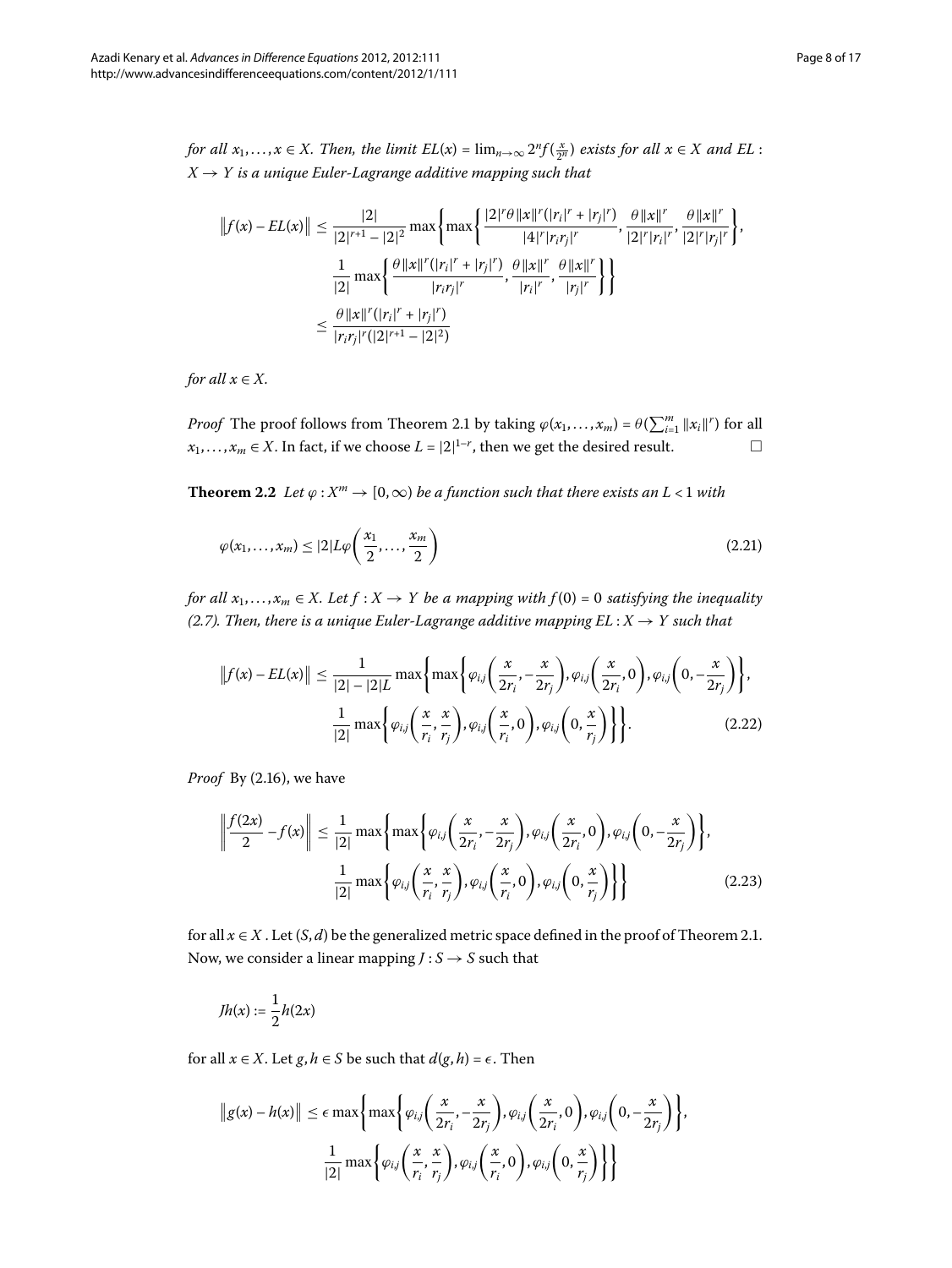*for all* $x_1, \dots, x \in X$*. Then, the limit* $EL(x) = \lim_{n\to\infty} 2^n f(\frac{x}{2^n})$ *exists for all* $x \in X$ *and* $EL : X \to Y$ *is a unique Euler-Lagrange additive mapping such that*

$$
\begin{aligned}
\|f(x) - EL(x)\| &\leq \frac{|2|}{|2|^{r+1} - |2|^2} \max\left\{ \max\left\{ \frac{|2|^r \theta \|x\|^r (|r_i|^r + |r_j|^r)}{|4|^r |r_i r_j|^r}, \frac{\theta \|x\|^r}{|2|^r |r_i|^r}, \frac{\theta \|x\|^r}{|2|^r |r_j|^r} \right\}, \right. \\
&\qquad \left. \frac{1}{|2|} \max\left\{ \frac{\theta \|x\|^r (|r_i|^r + |r_j|^r)}{|r_i r_j|^r}, \frac{\theta \|x\|^r}{|r_i|^r}, \frac{\theta \|x\|^r}{|r_j|^r} \right\} \right\} \\
&\leq \frac{\theta \|x\|^r (|r_i|^r + |r_j|^r)}{|r_i r_j|^r (|2|^{r+1} - |2|^2)}
\end{aligned}
$$

*for all* $x \in X$.

*Proof* The proof follows from Theorem 2.1 by taking $\varphi(x_1, \dots, x_m) = \theta(\sum_{i=1}^m \|x_i\|^r)$ for all $x_1, \dots, x_m \in X$. In fact, if we choose $L = |2|^{1-r}$, then we get the desired result. □

**Theorem 2.2** *Let* $\varphi : X^m \to [0, \infty)$ *be a function such that there exists an* $L < 1$ *with*

$$
\varphi(x_1, \dots, x_m) \leq |2| L \varphi\left(\frac{x_1}{2}, \dots, \frac{x_m}{2}\right) \tag{2.21}
$$

*for all* $x_1, \dots, x_m \in X$*. Let* $f : X \to Y$ *be a mapping with* $f(0) = 0$ *satisfying the inequality (2.7). Then, there is a unique Euler-Lagrange additive mapping* $EL : X \to Y$ *such that*

$$
\begin{aligned}
\|f(x) - EL(x)\| &\leq \frac{1}{|2| - |2|L} \max\left\{ \max\left\{ \varphi_{i,j}\left(\frac{x}{2r_i}, -\frac{x}{2r_j}\right), \varphi_{i,j}\left(\frac{x}{2r_i}, 0\right), \varphi_{i,j}\left(0, -\frac{x}{2r_j}\right) \right\}, \right. \\
&\qquad \left. \frac{1}{|2|} \max\left\{ \varphi_{i,j}\left(\frac{x}{r_i}, \frac{x}{r_j}\right), \varphi_{i,j}\left(\frac{x}{r_i}, 0\right), \varphi_{i,j}\left(0, \frac{x}{r_j}\right) \right\} \right\}.
\end{aligned} \tag{2.22}
$$

*Proof* By (2.16), we have

$$
\begin{aligned}
\left\| \frac{f(2x)}{2} - f(x) \right\| &\leq \frac{1}{|2|} \max\left\{ \max\left\{ \varphi_{i,j}\left(\frac{x}{2r_i}, -\frac{x}{2r_j}\right), \varphi_{i,j}\left(\frac{x}{2r_i}, 0\right), \varphi_{i,j}\left(0, -\frac{x}{2r_j}\right) \right\}, \right. \\
&\qquad \left. \frac{1}{|2|} \max\left\{ \varphi_{i,j}\left(\frac{x}{r_i}, \frac{x}{r_j}\right), \varphi_{i,j}\left(\frac{x}{r_i}, 0\right), \varphi_{i,j}\left(0, \frac{x}{r_j}\right) \right\} \right\}
\end{aligned} \tag{2.23}
$$

for all $x \in X$. Let $(S, d)$ be the generalized metric space defined in the proof of Theorem 2.1. Now, we consider a linear mapping $J : S \to S$ such that

$$
Jh(x) := \frac{1}{2} h(2x)
$$

for all $x \in X$. Let $g, h \in S$ be such that $d(g, h) = \epsilon$. Then

$$
\begin{aligned}
\|g(x) - h(x)\| &\leq \epsilon \max\left\{ \max\left\{ \varphi_{i,j}\left(\frac{x}{2r_i}, -\frac{x}{2r_j}\right), \varphi_{i,j}\left(\frac{x}{2r_i}, 0\right), \varphi_{i,j}\left(0, -\frac{x}{2r_j}\right) \right\}, \right. \\
&\qquad \left. \frac{1}{|2|} \max\left\{ \varphi_{i,j}\left(\frac{x}{r_i}, \frac{x}{r_j}\right), \varphi_{i,j}\left(\frac{x}{r_i}, 0\right), \varphi_{i,j}\left(0, \frac{x}{r_j}\right) \right\} \right\}
\end{aligned}
$$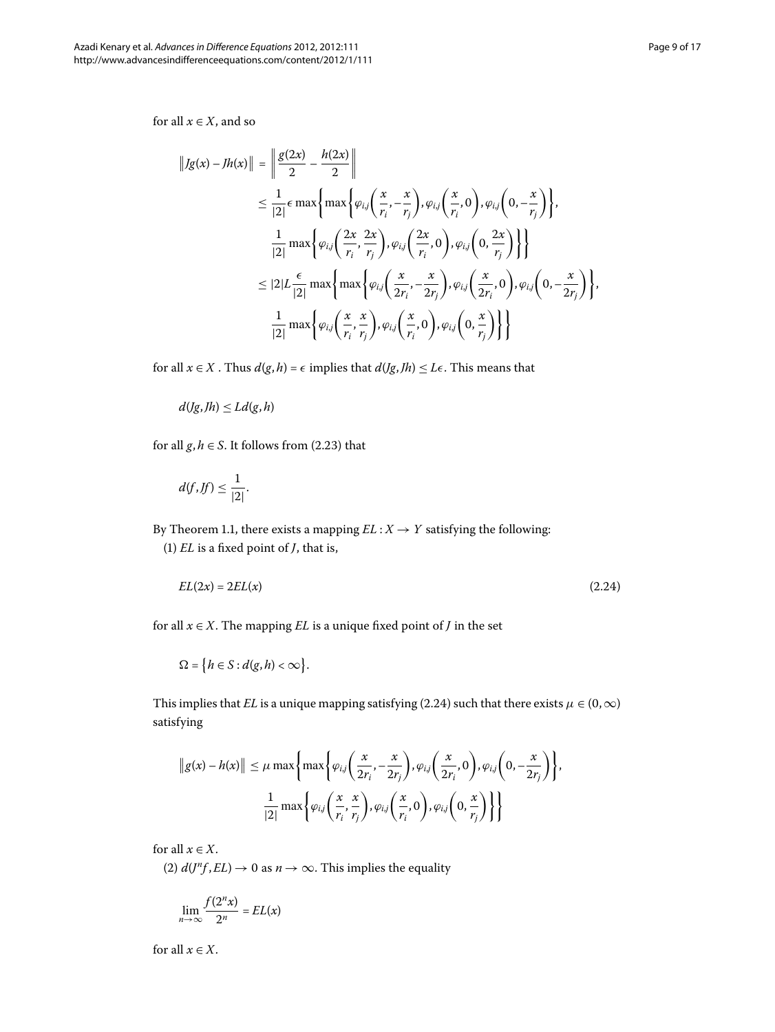for all $x \in X$, and so

$$
\begin{aligned}
\|Jg(x) - Jh(x)\| &= \left\| \frac{g(2x)}{2} - \frac{h(2x)}{2} \right\| \\
&\leq \frac{1}{|2|}\epsilon \max\left\{ \max\left\{ \varphi_{i,j}\left(\frac{x}{r_i}, -\frac{x}{r_j}\right), \varphi_{i,j}\left(\frac{x}{r_i}, 0\right), \varphi_{i,j}\left(0, -\frac{x}{r_j}\right) \right\}, \right. \\
&\qquad \left. \frac{1}{|2|} \max\left\{ \varphi_{i,j}\left(\frac{2x}{r_i}, \frac{2x}{r_j}\right), \varphi_{i,j}\left(\frac{2x}{r_i}, 0\right), \varphi_{i,j}\left(0, \frac{2x}{r_j}\right) \right\} \right\} \\
&\leq |2|L\frac{\epsilon}{|2|} \max\left\{ \max\left\{ \varphi_{i,j}\left(\frac{x}{2r_i}, -\frac{x}{2r_j}\right), \varphi_{i,j}\left(\frac{x}{2r_i}, 0\right), \varphi_{i,j}\left(0, -\frac{x}{2r_j}\right) \right\}, \right. \\
&\qquad \left. \frac{1}{|2|} \max\left\{ \varphi_{i,j}\left(\frac{x}{r_i}, \frac{x}{r_j}\right), \varphi_{i,j}\left(\frac{x}{r_i}, 0\right), \varphi_{i,j}\left(0, \frac{x}{r_j}\right) \right\} \right\}
\end{aligned}
$$

for all $x \in X$ . Thus $d(g, h) = \epsilon$ implies that $d(Jg, Jh) \leq L\epsilon$. This means that

$$d(Jg, Jh) \leq Ld(g, h)$$

for all $g, h \in S$. It follows from (2.23) that

$$d(f, Jf) \leq \frac{1}{|2|}.$$

By Theorem 1.1, there exists a mapping $EL : X \to Y$ satisfying the following:

(1) $EL$ is a fixed point of $J$, that is,

$$EL(2x) = 2EL(x) \tag{2.24}$$

for all $x \in X$. The mapping $EL$ is a unique fixed point of $J$ in the set

$$\Omega = \{h \in S : d(g, h) < \infty\}.$$

This implies that $EL$ is a unique mapping satisfying (2.24) such that there exists $\mu \in (0, \infty)$ satisfying

$$
\begin{aligned}
\|g(x) - h(x)\| \leq \mu \max&\left\{ \max\left\{ \varphi_{i,j}\left(\frac{x}{2r_i}, -\frac{x}{2r_j}\right), \varphi_{i,j}\left(\frac{x}{2r_i}, 0\right), \varphi_{i,j}\left(0, -\frac{x}{2r_j}\right) \right\}, \right. \\
&\left. \frac{1}{|2|} \max\left\{ \varphi_{i,j}\left(\frac{x}{r_i}, \frac{x}{r_j}\right), \varphi_{i,j}\left(\frac{x}{r_i}, 0\right), \varphi_{i,j}\left(0, \frac{x}{r_j}\right) \right\} \right\}
\end{aligned}
$$

for all $x \in X$.

(2) $d(J^n f, EL) \to 0$ as $n \to \infty$. This implies the equality

$$\lim_{n\to\infty} \frac{f(2^n x)}{2^n} = EL(x)$$

for all $x \in X$.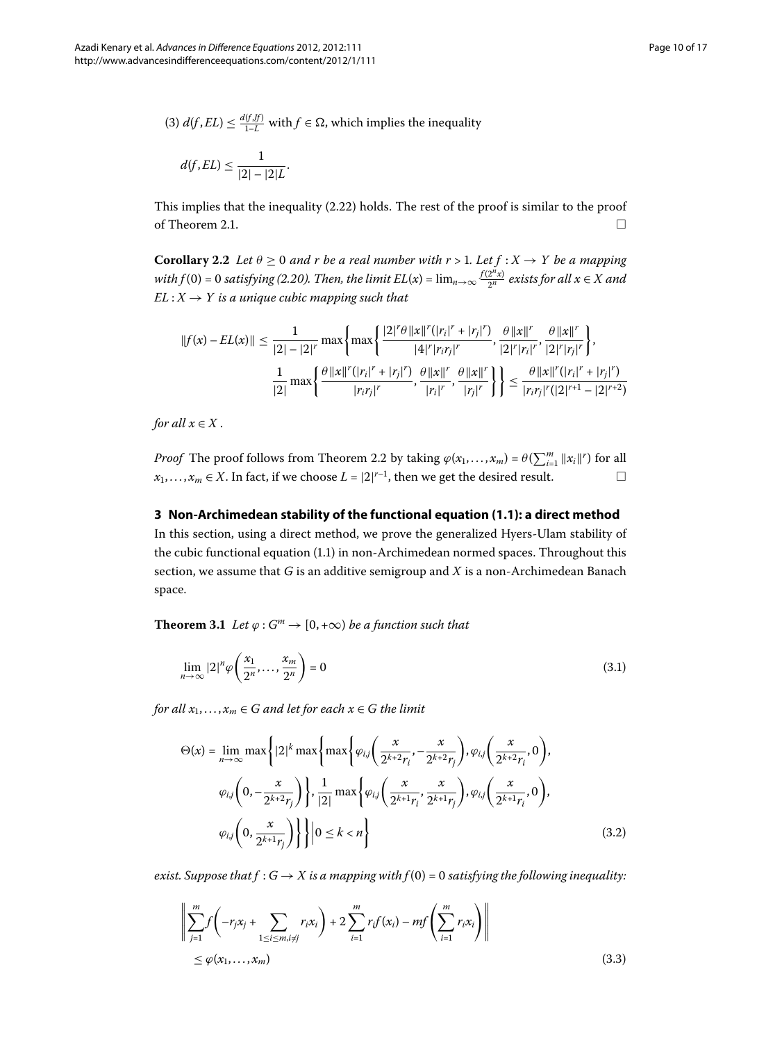(3) $d(f, EL) \leq \frac{d(f, Jf)}{1-L}$ with $f \in \Omega$, which implies the inequality

$$d(f, EL) \leq \frac{1}{|2| - |2|L}.$$

This implies that the inequality (2.22) holds. The rest of the proof is similar to the proof of Theorem 2.1. □

**Corollary 2.2** *Let $\theta \geq 0$ and $r$ be a real number with $r > 1$. Let $f : X \to Y$ be a mapping with $f(0) = 0$ satisfying (2.20). Then, the limit $EL(x) = \lim_{n\to\infty} \frac{f(2^n x)}{2^n}$ exists for all $x \in X$ and $EL : X \to Y$ is a unique cubic mapping such that*

$$\|f(x) - EL(x)\| \leq \frac{1}{|2| - |2|^r} \max\left\{ \max\left\{ \frac{|2|^r \theta \|x\|^r (|r_i|^r + |r_j|^r)}{|4|^r |r_i r_j|^r}, \frac{\theta \|x\|^r}{|2|^r |r_i|^r}, \frac{\theta \|x\|^r}{|2|^r |r_j|^r} \right\}, \frac{1}{|2|} \max\left\{ \frac{\theta \|x\|^r (|r_i|^r + |r_j|^r)}{|r_i r_j|^r}, \frac{\theta \|x\|^r}{|r_i|^r}, \frac{\theta \|x\|^r}{|r_j|^r} \right\} \right\} \leq \frac{\theta \|x\|^r (|r_i|^r + |r_j|^r)}{|r_i r_j|^r (|2|^{r+1} - |2|^{r+2})}$$

*for all $x \in X$.*

*Proof* The proof follows from Theorem 2.2 by taking $\varphi(x_1, \ldots, x_m) = \theta(\sum_{i=1}^m \|x_i\|^r)$ for all $x_1, \ldots, x_m \in X$. In fact, if we choose $L = |2|^{r-1}$, then we get the desired result. □

## 3 Non-Archimedean stability of the functional equation (1.1): a direct method

In this section, using a direct method, we prove the generalized Hyers-Ulam stability of the cubic functional equation (1.1) in non-Archimedean normed spaces. Throughout this section, we assume that $G$ is an additive semigroup and $X$ is a non-Archimedean Banach space.

**Theorem 3.1** *Let $\varphi : G^m \to [0, +\infty)$ be a function such that*

$$\lim_{n\to\infty} |2|^n \varphi\left(\frac{x_1}{2^n}, \ldots, \frac{x_m}{2^n}\right) = 0 \tag{3.1}$$

*for all $x_1, \ldots, x_m \in G$ and let for each $x \in G$ the limit*

$$\Theta(x) = \lim_{n\to\infty} \max\left\{ |2|^k \max\left\{ \max\left\{ \varphi_{i,j}\left(\frac{x}{2^{k+2} r_i}, -\frac{x}{2^{k+2} r_j}\right), \varphi_{i,j}\left(\frac{x}{2^{k+2} r_i}, 0\right), \varphi_{i,j}\left(0, -\frac{x}{2^{k+2} r_j}\right) \right\}, \frac{1}{|2|} \max\left\{ \varphi_{i,j}\left(\frac{x}{2^{k+1} r_i}, \frac{x}{2^{k+1} r_j}\right), \varphi_{i,j}\left(\frac{x}{2^{k+1} r_i}, 0\right), \varphi_{i,j}\left(0, \frac{x}{2^{k+1} r_j}\right) \right\} \right\} \Big| 0 \leq k < n \right\} \tag{3.2}$$

*exist. Suppose that $f : G \to X$ is a mapping with $f(0) = 0$ satisfying the following inequality:*

$$\left\| \sum_{j=1}^m f\left(-r_j x_j + \sum_{1 \leq i \leq m, i \neq j} r_i x_i\right) + 2 \sum_{i=1}^m r_i f(x_i) - m f\left(\sum_{i=1}^m r_i x_i\right) \right\| \leq \varphi(x_1, \ldots, x_m) \tag{3.3}$$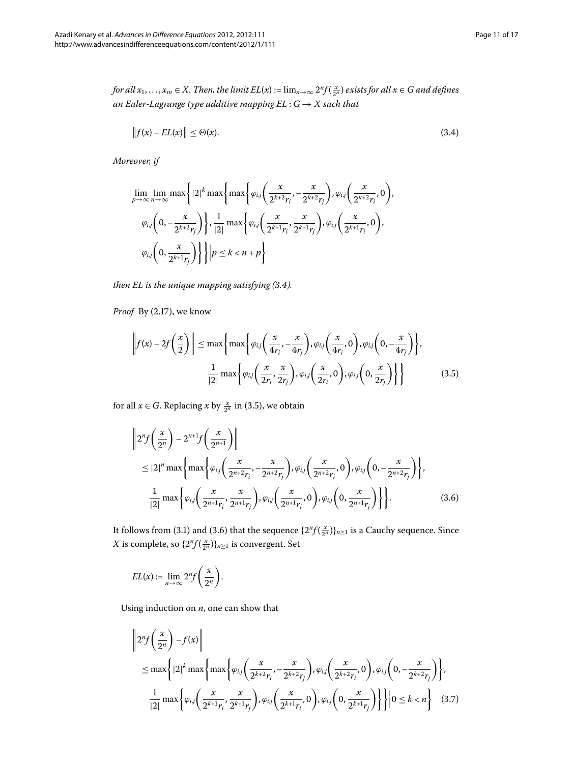*for all $x_1, \ldots, x_m \in X$. Then, the limit $EL(x) := \lim_{n\to\infty} 2^n f(\frac{x}{2^n})$ exists for all $x \in G$ and defines an Euler-Lagrange type additive mapping $EL : G \to X$ such that*

$$\left\| f(x) - EL(x) \right\| \le \Theta(x). \tag{3.4}$$

*Moreover, if*

$$\begin{aligned}
&\lim_{p\to\infty}\lim_{n\to\infty} \max\Bigg\{ |2|^k \max\Bigg\{ \max\Bigg\{ \varphi_{i,j}\left(\frac{x}{2^{k+2}r_i}, -\frac{x}{2^{k+2}r_j}\right), \varphi_{i,j}\left(\frac{x}{2^{k+2}r_i}, 0\right), \\
&\quad \varphi_{i,j}\left(0, -\frac{x}{2^{k+2}r_j}\right)\Bigg\}, \frac{1}{|2|}\max\Bigg\{ \varphi_{i,j}\left(\frac{x}{2^{k+1}r_i}, \frac{x}{2^{k+1}r_j}\right), \varphi_{i,j}\left(\frac{x}{2^{k+1}r_i}, 0\right), \\
&\quad \varphi_{i,j}\left(0, \frac{x}{2^{k+1}r_j}\right)\Bigg\}\Bigg\} \Bigg| p \le k < n+p \Bigg\}
\end{aligned}$$

*then EL is the unique mapping satisfying (3.4).*

*Proof* By (2.17), we know

$$\begin{aligned}
\left\| f(x) - 2f\left(\frac{x}{2}\right) \right\| &\le \max\Bigg\{ \max\Bigg\{ \varphi_{i,j}\left(\frac{x}{4r_i}, -\frac{x}{4r_j}\right), \varphi_{i,j}\left(\frac{x}{4r_i}, 0\right), \varphi_{i,j}\left(0, -\frac{x}{4r_j}\right)\Bigg\}, \\
&\quad \frac{1}{|2|}\max\Bigg\{ \varphi_{i,j}\left(\frac{x}{2r_i}, \frac{x}{2r_j}\right), \varphi_{i,j}\left(\frac{x}{2r_i}, 0\right), \varphi_{i,j}\left(0, \frac{x}{2r_j}\right)\Bigg\}\Bigg\}
\end{aligned} \tag{3.5}$$

for all $x \in G$. Replacing $x$ by $\frac{x}{2^n}$ in (3.5), we obtain

$$\begin{aligned}
&\left\| 2^n f\left(\frac{x}{2^n}\right) - 2^{n+1} f\left(\frac{x}{2^{n+1}}\right) \right\| \\
&\quad \le |2|^n \max\Bigg\{ \max\Bigg\{ \varphi_{i,j}\left(\frac{x}{2^{n+2}r_i}, -\frac{x}{2^{n+2}r_j}\right), \varphi_{i,j}\left(\frac{x}{2^{n+2}r_i}, 0\right), \varphi_{i,j}\left(0, -\frac{x}{2^{n+2}r_j}\right)\Bigg\}, \\
&\quad \frac{1}{|2|}\max\Bigg\{ \varphi_{i,j}\left(\frac{x}{2^{n+1}r_i}, \frac{x}{2^{n+1}r_j}\right), \varphi_{i,j}\left(\frac{x}{2^{n+1}r_i}, 0\right), \varphi_{i,j}\left(0, \frac{x}{2^{n+1}r_j}\right)\Bigg\}\Bigg\}.
\end{aligned} \tag{3.6}$$

It follows from (3.1) and (3.6) that the sequence $\{2^n f(\frac{x}{2^n})\}_{n\ge1}$ is a Cauchy sequence. Since $X$ is complete, so $\{2^n f(\frac{x}{2^n})\}_{n\ge1}$ is convergent. Set

$$EL(x) := \lim_{n\to\infty} 2^n f\left(\frac{x}{2^n}\right).$$

Using induction on $n$, one can show that

$$\begin{aligned}
&\left\| 2^n f\left(\frac{x}{2^n}\right) - f(x) \right\| \\
&\quad \le \max\Bigg\{ |2|^k \max\Bigg\{ \max\Bigg\{ \varphi_{i,j}\left(\frac{x}{2^{k+2}r_i}, -\frac{x}{2^{k+2}r_j}\right), \varphi_{i,j}\left(\frac{x}{2^{k+2}r_i}, 0\right), \varphi_{i,j}\left(0, -\frac{x}{2^{k+2}r_j}\right)\Bigg\}, \\
&\quad \frac{1}{|2|}\max\Bigg\{ \varphi_{i,j}\left(\frac{x}{2^{k+1}r_i}, \frac{x}{2^{k+1}r_j}\right), \varphi_{i,j}\left(\frac{x}{2^{k+1}r_i}, 0\right), \varphi_{i,j}\left(0, \frac{x}{2^{k+1}r_j}\right)\Bigg\}\Bigg\} \Bigg| 0 \le k < n \Bigg\}
\end{aligned} \tag{3.7}$$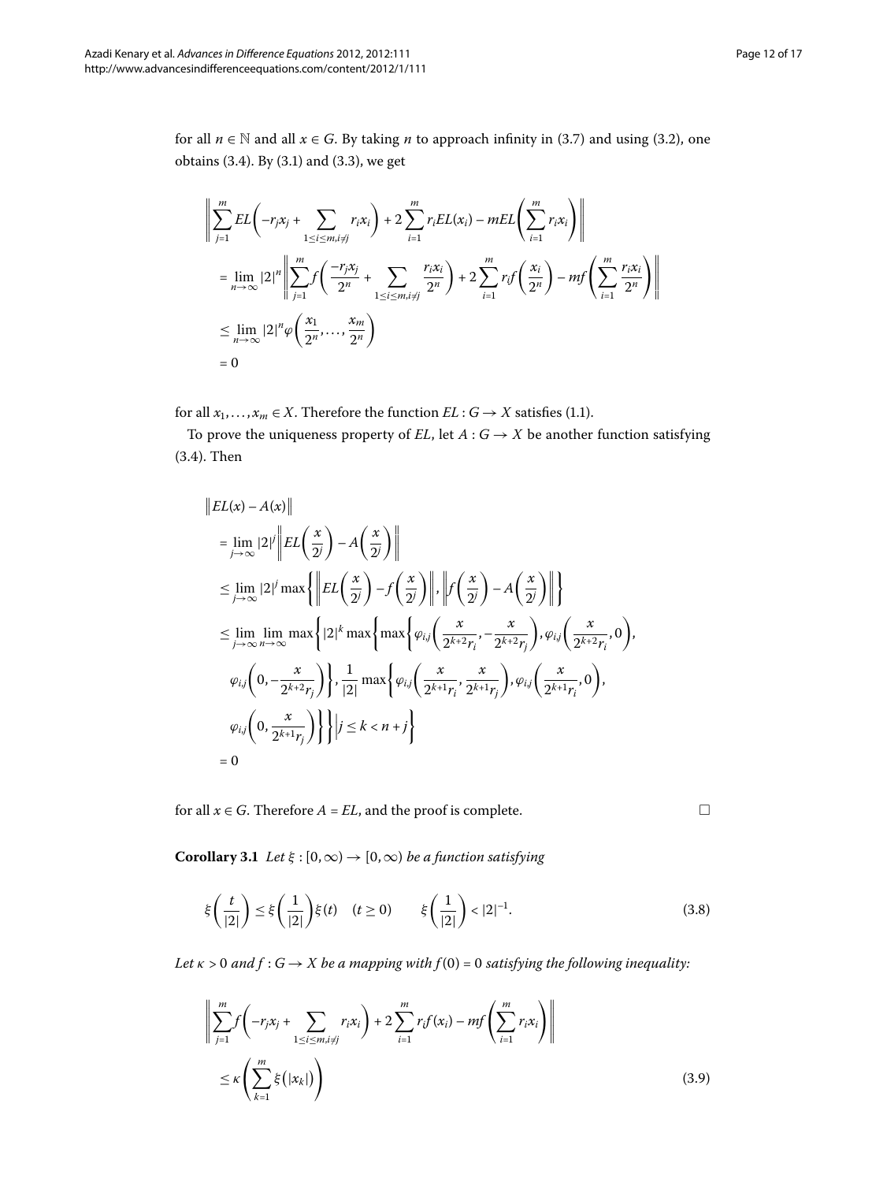for all $n \in \mathbb{N}$ and all $x \in G$. By taking $n$ to approach infinity in (3.7) and using (3.2), one obtains (3.4). By (3.1) and (3.3), we get

$$
\begin{aligned}
&\left\| \sum_{j=1}^{m} EL\left(-r_j x_j + \sum_{1\le i\le m, i\ne j} r_i x_i\right) + 2\sum_{i=1}^{m} r_i EL(x_i) - mEL\left(\sum_{i=1}^{m} r_i x_i\right) \right\| \\
&= \lim_{n\to\infty} |2|^n \left\| \sum_{j=1}^{m} f\left(\frac{-r_j x_j}{2^n} + \sum_{1\le i\le m, i\ne j} \frac{r_i x_i}{2^n}\right) + 2\sum_{i=1}^{m} r_i f\left(\frac{x_i}{2^n}\right) - mf\left(\sum_{i=1}^{m} \frac{r_i x_i}{2^n}\right) \right\| \\
&\le \lim_{n\to\infty} |2|^n \varphi\left(\frac{x_1}{2^n}, \ldots, \frac{x_m}{2^n}\right) \\
&= 0
\end{aligned}
$$

for all $x_1, \ldots, x_m \in X$. Therefore the function $EL : G \to X$ satisfies (1.1).

To prove the uniqueness property of $EL$, let $A : G \to X$ be another function satisfying (3.4). Then

$$
\begin{aligned}
&\left\| EL(x) - A(x) \right\| \\
&= \lim_{j\to\infty} |2|^j \left\| EL\left(\frac{x}{2^j}\right) - A\left(\frac{x}{2^j}\right) \right\| \\
&\le \lim_{j\to\infty} |2|^j \max\left\{ \left\| EL\left(\frac{x}{2^j}\right) - f\left(\frac{x}{2^j}\right) \right\|, \left\| f\left(\frac{x}{2^j}\right) - A\left(\frac{x}{2^j}\right) \right\| \right\} \\
&\le \lim_{j\to\infty} \lim_{n\to\infty} \max\left\{ |2|^k \max\left\{ \max\left\{ \varphi_{i,j}\left(\frac{x}{2^{k+2} r_i}, -\frac{x}{2^{k+2} r_j}\right), \varphi_{i,j}\left(\frac{x}{2^{k+2} r_i}, 0\right), \right.\right.\right. \\
&\quad \left. \varphi_{i,j}\left(0, -\frac{x}{2^{k+2} r_j}\right) \right\}, \frac{1}{|2|} \max\left\{ \varphi_{i,j}\left(\frac{x}{2^{k+1} r_i}, \frac{x}{2^{k+1} r_j}\right), \varphi_{i,j}\left(\frac{x}{2^{k+1} r_i}, 0\right), \right. \\
&\quad \left.\left.\left. \varphi_{i,j}\left(0, \frac{x}{2^{k+1} r_j}\right) \right\} \right\} \middle| j \le k < n+j \right\} \\
&= 0
\end{aligned}
$$

for all $x \in G$. Therefore $A = EL$, and the proof is complete. □

**Corollary 3.1** *Let $\xi : [0, \infty) \to [0, \infty)$ be a function satisfying*

$$
\xi\left(\frac{t}{|2|}\right) \le \xi\left(\frac{1}{|2|}\right)\xi(t) \quad (t \ge 0) \qquad \xi\left(\frac{1}{|2|}\right) < |2|^{-1}. \tag{3.8}
$$

*Let $\kappa > 0$ and $f : G \to X$ be a mapping with $f(0) = 0$ satisfying the following inequality:*

$$
\begin{aligned}
&\left\| \sum_{j=1}^{m} f\left(-r_j x_j + \sum_{1\le i\le m, i\ne j} r_i x_i\right) + 2\sum_{i=1}^{m} r_i f(x_i) - mf\left(\sum_{i=1}^{m} r_i x_i\right) \right\| \\
&\le \kappa\left(\sum_{k=1}^{m} \xi(|x_k|)\right)
\end{aligned} \tag{3.9}
$$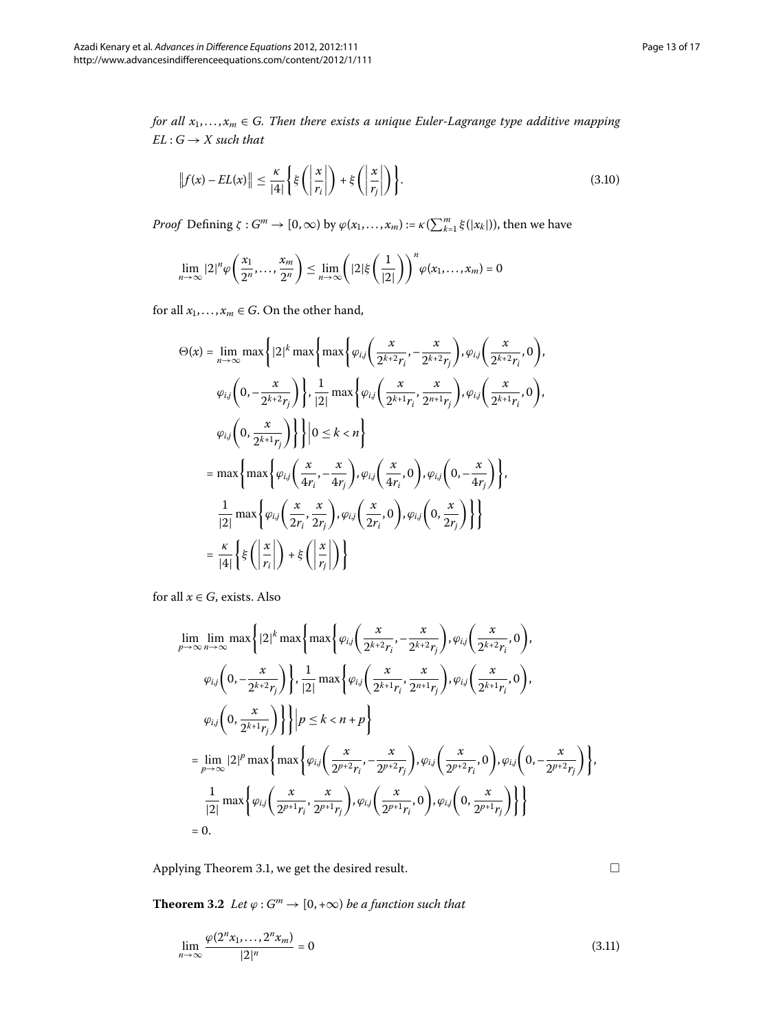*for all $x_1, \ldots, x_m \in G$. Then there exists a unique Euler-Lagrange type additive mapping $EL : G \to X$ such that*

$$\left\| f(x) - EL(x) \right\| \leq \frac{\kappa}{|4|} \left\{ \xi\left( \left| \frac{x}{r_i} \right| \right) + \xi\left( \left| \frac{x}{r_j} \right| \right) \right\}. \tag{3.10}$$

*Proof* Defining $\zeta : G^m \to [0, \infty)$ by $\varphi(x_1, \ldots, x_m) := \kappa(\sum_{k=1}^{m} \xi(|x_k|))$, then we have

$$\lim_{n\to\infty} |2|^n \varphi\left( \frac{x_1}{2^n}, \ldots, \frac{x_m}{2^n} \right) \leq \lim_{n\to\infty} \left( |2| \xi\left( \frac{1}{|2|} \right) \right)^n \varphi(x_1, \ldots, x_m) = 0$$

for all $x_1, \ldots, x_m \in G$. On the other hand,

$$\begin{aligned}
\Theta(x) &= \lim_{n\to\infty} \max\left\{ |2|^k \max\left\{ \max\left\{ \varphi_{i,j}\left( \frac{x}{2^{k+2} r_i}, -\frac{x}{2^{k+2} r_j} \right), \varphi_{i,j}\left( \frac{x}{2^{k+2} r_i}, 0 \right), \right.\right.\right. \\
&\quad \left. \varphi_{i,j}\left( 0, -\frac{x}{2^{k+2} r_j} \right) \right\}, \frac{1}{|2|} \max\left\{ \varphi_{i,j}\left( \frac{x}{2^{k+1} r_i}, \frac{x}{2^{n+1} r_j} \right), \varphi_{i,j}\left( \frac{x}{2^{k+1} r_i}, 0 \right), \right. \\
&\quad \left.\left.\left. \varphi_{i,j}\left( 0, \frac{x}{2^{k+1} r_j} \right) \right\} \right\} \middle| 0 \leq k < n \right\} \\
&= \max\left\{ \max\left\{ \varphi_{i,j}\left( \frac{x}{4 r_i}, -\frac{x}{4 r_j} \right), \varphi_{i,j}\left( \frac{x}{4 r_i}, 0 \right), \varphi_{i,j}\left( 0, -\frac{x}{4 r_j} \right) \right\}, \right. \\
&\quad \left. \frac{1}{|2|} \max\left\{ \varphi_{i,j}\left( \frac{x}{2 r_i}, \frac{x}{2 r_j} \right), \varphi_{i,j}\left( \frac{x}{2 r_i}, 0 \right), \varphi_{i,j}\left( 0, \frac{x}{2 r_j} \right) \right\} \right\} \\
&= \frac{\kappa}{|4|} \left\{ \xi\left( \left| \frac{x}{r_i} \right| \right) + \xi\left( \left| \frac{x}{r_j} \right| \right) \right\}
\end{aligned}$$

for all $x \in G$, exists. Also

$$\begin{aligned}
&\lim_{p\to\infty} \lim_{n\to\infty} \max\left\{ |2|^k \max\left\{ \max\left\{ \varphi_{i,j}\left( \frac{x}{2^{k+2} r_i}, -\frac{x}{2^{k+2} r_j} \right), \varphi_{i,j}\left( \frac{x}{2^{k+2} r_i}, 0 \right), \right.\right.\right. \\
&\quad \left. \varphi_{i,j}\left( 0, -\frac{x}{2^{k+2} r_j} \right) \right\}, \frac{1}{|2|} \max\left\{ \varphi_{i,j}\left( \frac{x}{2^{k+1} r_i}, \frac{x}{2^{n+1} r_j} \right), \varphi_{i,j}\left( \frac{x}{2^{k+1} r_i}, 0 \right), \right. \\
&\quad \left.\left.\left. \varphi_{i,j}\left( 0, \frac{x}{2^{k+1} r_j} \right) \right\} \right\} \middle| p \leq k < n + p \right\} \\
&= \lim_{p\to\infty} |2|^p \max\left\{ \max\left\{ \varphi_{i,j}\left( \frac{x}{2^{p+2} r_i}, -\frac{x}{2^{p+2} r_j} \right), \varphi_{i,j}\left( \frac{x}{2^{p+2} r_i}, 0 \right), \varphi_{i,j}\left( 0, -\frac{x}{2^{p+2} r_j} \right) \right\}, \right. \\
&\quad \left. \frac{1}{|2|} \max\left\{ \varphi_{i,j}\left( \frac{x}{2^{p+1} r_i}, \frac{x}{2^{p+1} r_j} \right), \varphi_{i,j}\left( \frac{x}{2^{p+1} r_i}, 0 \right), \varphi_{i,j}\left( 0, \frac{x}{2^{p+1} r_j} \right) \right\} \right\} \\
&= 0.
\end{aligned}$$

Applying Theorem 3.1, we get the desired result. □

**Theorem 3.2** *Let $\varphi : G^m \to [0, +\infty)$ be a function such that*

$$\lim_{n\to\infty} \frac{\varphi(2^n x_1, \ldots, 2^n x_m)}{|2|^n} = 0 \tag{3.11}$$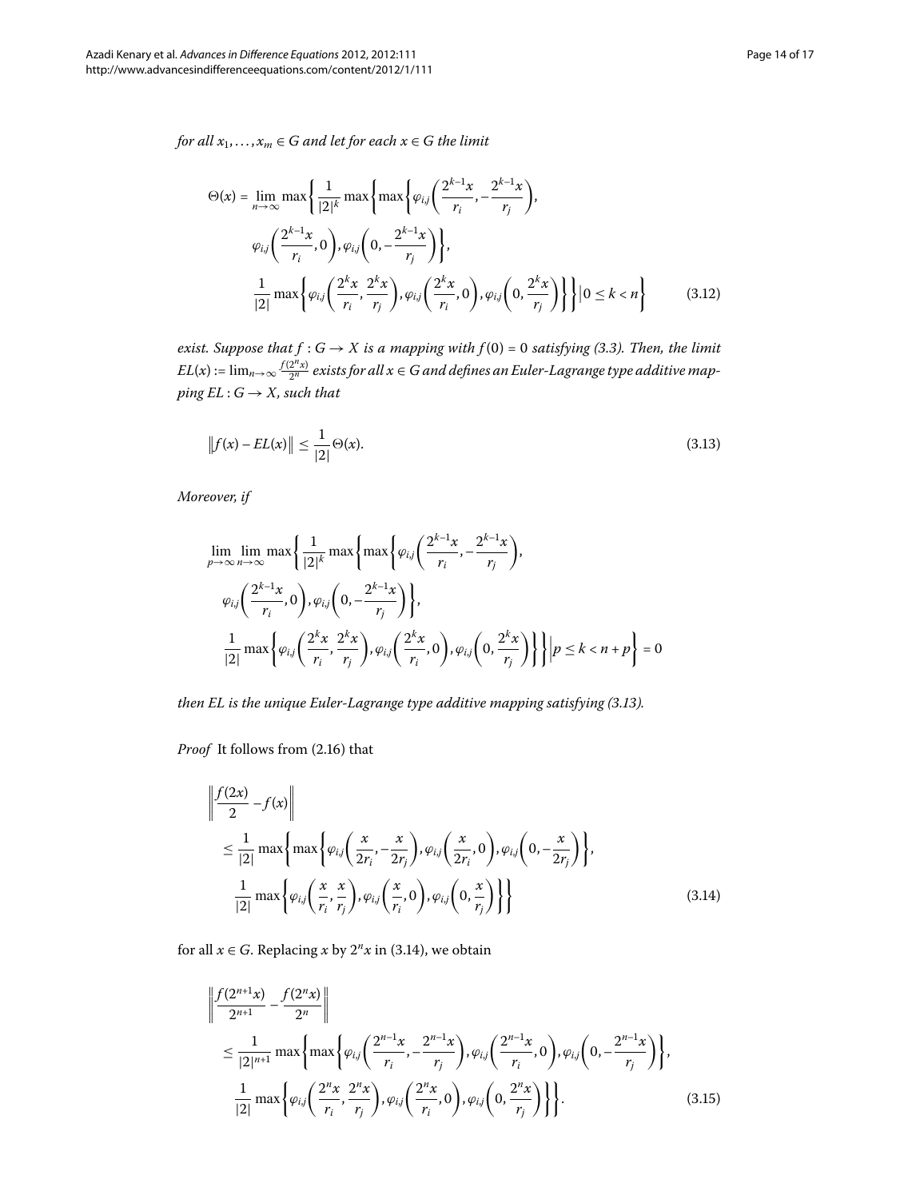*for all $x_1, \ldots, x_m \in G$ and let for each $x \in G$ the limit*

$$
\begin{aligned}
\Theta(x) = \lim_{n\to\infty} \max\Bigg\{ & \frac{1}{|2|^k} \max\Bigg\{ \max\Bigg\{ \varphi_{i,j}\left(\frac{2^{k-1}x}{r_i}, -\frac{2^{k-1}x}{r_j}\right), \\
& \varphi_{i,j}\left(\frac{2^{k-1}x}{r_i}, 0\right), \varphi_{i,j}\left(0, -\frac{2^{k-1}x}{r_j}\right)\Bigg\}, \\
& \frac{1}{|2|} \max\Bigg\{ \varphi_{i,j}\left(\frac{2^k x}{r_i}, \frac{2^k x}{r_j}\right), \varphi_{i,j}\left(\frac{2^k x}{r_i}, 0\right), \varphi_{i,j}\left(0, \frac{2^k x}{r_j}\right)\Bigg\}\Bigg\} \Bigg| 0 \le k < n \Bigg\}
\end{aligned} \tag{3.12}
$$

*exist. Suppose that $f : G \to X$ is a mapping with $f(0) = 0$ satisfying (3.3). Then, the limit $EL(x) := \lim_{n\to\infty} \frac{f(2^n x)}{2^n}$ exists for all $x \in G$ and defines an Euler-Lagrange type additive mapping $EL : G \to X$, such that*

$$
\left\| f(x) - EL(x) \right\| \le \frac{1}{|2|} \Theta(x). \tag{3.13}
$$

*Moreover, if*

$$
\begin{aligned}
\lim_{p\to\infty} \lim_{n\to\infty} \max\Bigg\{ & \frac{1}{|2|^k} \max\Bigg\{ \max\Bigg\{ \varphi_{i,j}\left(\frac{2^{k-1}x}{r_i}, -\frac{2^{k-1}x}{r_j}\right), \\
& \varphi_{i,j}\left(\frac{2^{k-1}x}{r_i}, 0\right), \varphi_{i,j}\left(0, -\frac{2^{k-1}x}{r_j}\right)\Bigg\}, \\
& \frac{1}{|2|} \max\Bigg\{ \varphi_{i,j}\left(\frac{2^k x}{r_i}, \frac{2^k x}{r_j}\right), \varphi_{i,j}\left(\frac{2^k x}{r_i}, 0\right), \varphi_{i,j}\left(0, \frac{2^k x}{r_j}\right)\Bigg\}\Bigg\} \Bigg| p \le k < n + p \Bigg\} = 0
\end{aligned}
$$

*then $EL$ is the unique Euler-Lagrange type additive mapping satisfying (3.13).*

*Proof* It follows from (2.16) that

$$
\begin{aligned}
& \left\| \frac{f(2x)}{2} - f(x) \right\| \\
& \quad \le \frac{1}{|2|} \max\Bigg\{ \max\Bigg\{ \varphi_{i,j}\left(\frac{x}{2r_i}, -\frac{x}{2r_j}\right), \varphi_{i,j}\left(\frac{x}{2r_i}, 0\right), \varphi_{i,j}\left(0, -\frac{x}{2r_j}\right)\Bigg\}, \\
& \qquad \frac{1}{|2|} \max\Bigg\{ \varphi_{i,j}\left(\frac{x}{r_i}, \frac{x}{r_j}\right), \varphi_{i,j}\left(\frac{x}{r_i}, 0\right), \varphi_{i,j}\left(0, \frac{x}{r_j}\right)\Bigg\}\Bigg\}
\end{aligned} \tag{3.14}
$$

for all $x \in G$. Replacing $x$ by $2^n x$ in (3.14), we obtain

$$
\begin{aligned}
& \left\| \frac{f(2^{n+1}x)}{2^{n+1}} - \frac{f(2^n x)}{2^n} \right\| \\
& \quad \le \frac{1}{|2|^{n+1}} \max\Bigg\{ \max\Bigg\{ \varphi_{i,j}\left(\frac{2^{n-1}x}{r_i}, -\frac{2^{n-1}x}{r_j}\right), \varphi_{i,j}\left(\frac{2^{n-1}x}{r_i}, 0\right), \varphi_{i,j}\left(0, -\frac{2^{n-1}x}{r_j}\right)\Bigg\}, \\
& \qquad \frac{1}{|2|} \max\Bigg\{ \varphi_{i,j}\left(\frac{2^n x}{r_i}, \frac{2^n x}{r_j}\right), \varphi_{i,j}\left(\frac{2^n x}{r_i}, 0\right), \varphi_{i,j}\left(0, \frac{2^n x}{r_j}\right)\Bigg\}\Bigg\}.
\end{aligned} \tag{3.15}
$$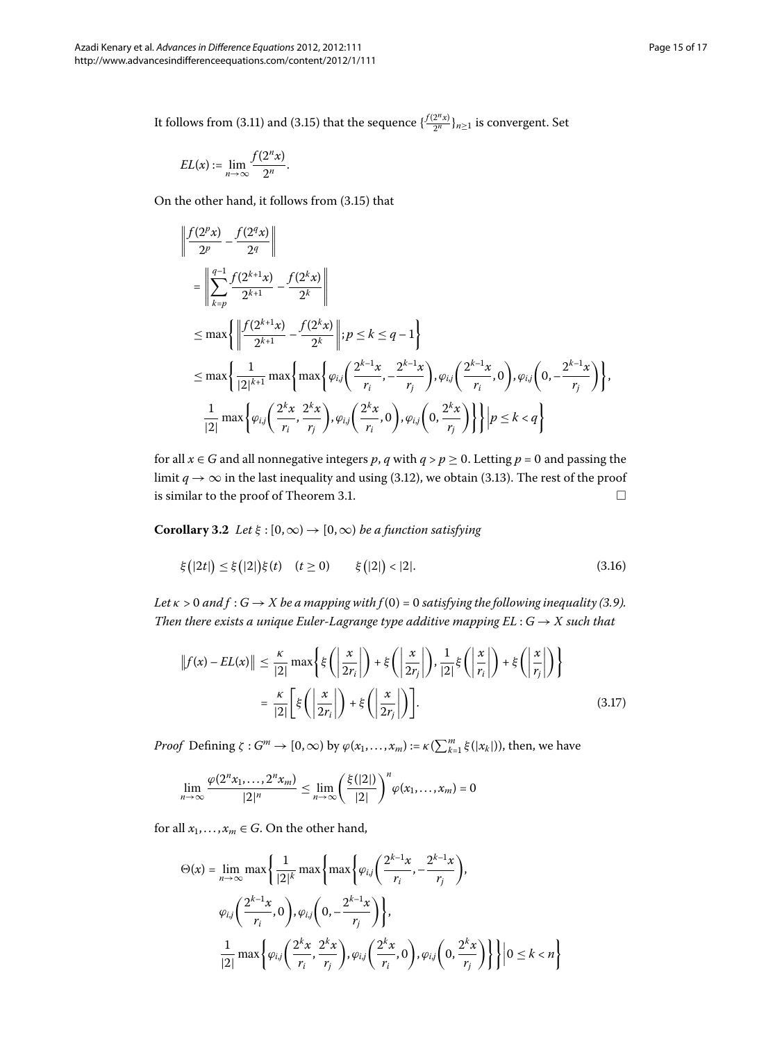It follows from (3.11) and (3.15) that the sequence $\{\frac{f(2^n x)}{2^n}\}_{n\geq 1}$ is convergent. Set

$$EL(x) := \lim_{n\to\infty} \frac{f(2^n x)}{2^n}.$$

On the other hand, it follows from (3.15) that

$$\begin{aligned}
&\left\| \frac{f(2^p x)}{2^p} - \frac{f(2^q x)}{2^q} \right\| \\
&= \left\| \sum_{k=p}^{q-1} \frac{f(2^{k+1}x)}{2^{k+1}} - \frac{f(2^k x)}{2^k} \right\| \\
&\leq \max\left\{ \left\| \frac{f(2^{k+1}x)}{2^{k+1}} - \frac{f(2^k x)}{2^k} \right\| ; p \leq k \leq q-1 \right\} \\
&\leq \max\left\{ \frac{1}{|2|^{k+1}} \max\left\{ \max\left\{ \varphi_{i,j}\left(\frac{2^{k-1}x}{r_i}, -\frac{2^{k-1}x}{r_j}\right), \varphi_{i,j}\left(\frac{2^{k-1}x}{r_i}, 0\right), \varphi_{i,j}\left(0, -\frac{2^{k-1}x}{r_j}\right) \right\}, \right.\right. \\
&\qquad \left.\left. \frac{1}{|2|} \max\left\{ \varphi_{i,j}\left(\frac{2^k x}{r_i}, \frac{2^k x}{r_j}\right), \varphi_{i,j}\left(\frac{2^k x}{r_i}, 0\right), \varphi_{i,j}\left(0, \frac{2^k x}{r_j}\right) \right\} \right\} \middle| p \leq k < q \right\}
\end{aligned}$$

for all $x \in G$ and all nonnegative integers $p, q$ with $q > p \geq 0$. Letting $p = 0$ and passing the limit $q \to \infty$ in the last inequality and using (3.12), we obtain (3.13). The rest of the proof is similar to the proof of Theorem 3.1. $\square$

**Corollary 3.2** *Let $\xi : [0,\infty) \to [0,\infty)$ be a function satisfying*

$$\xi(|2t|) \leq \xi(|2|)\xi(t) \quad (t \geq 0) \qquad \xi(|2|) < |2|. \tag{3.16}$$

*Let $\kappa > 0$ and $f : G \to X$ be a mapping with $f(0) = 0$ satisfying the following inequality (3.9). Then there exists a unique Euler-Lagrange type additive mapping $EL : G \to X$ such that*

$$\begin{aligned}
\|f(x) - EL(x)\| &\leq \frac{\kappa}{|2|} \max\left\{ \xi\left(\left|\frac{x}{2r_i}\right|\right) + \xi\left(\left|\frac{x}{2r_j}\right|\right), \frac{1}{|2|}\xi\left(\left|\frac{x}{r_i}\right|\right) + \xi\left(\left|\frac{x}{r_j}\right|\right) \right\} \\
&= \frac{\kappa}{|2|}\left[ \xi\left(\left|\frac{x}{2r_i}\right|\right) + \xi\left(\left|\frac{x}{2r_j}\right|\right) \right].
\end{aligned} \tag{3.17}$$

*Proof* Defining $\zeta : G^m \to [0,\infty)$ by $\varphi(x_1, \ldots, x_m) := \kappa(\sum_{k=1}^m \xi(|x_k|))$, then, we have

$$\lim_{n\to\infty} \frac{\varphi(2^n x_1, \ldots, 2^n x_m)}{|2|^n} \leq \lim_{n\to\infty} \left(\frac{\xi(|2|)}{|2|}\right)^n \varphi(x_1, \ldots, x_m) = 0$$

for all $x_1, \ldots, x_m \in G$. On the other hand,

$$\begin{aligned}
\Theta(x) = \lim_{n\to\infty} \max&\left\{ \frac{1}{|2|^k} \max\left\{ \max\left\{ \varphi_{i,j}\left(\frac{2^{k-1}x}{r_i}, -\frac{2^{k-1}x}{r_j}\right), \right.\right.\right. \\
&\left. \varphi_{i,j}\left(\frac{2^{k-1}x}{r_i}, 0\right), \varphi_{i,j}\left(0, -\frac{2^{k-1}x}{r_j}\right) \right\}, \\
&\left.\left. \frac{1}{|2|} \max\left\{ \varphi_{i,j}\left(\frac{2^k x}{r_i}, \frac{2^k x}{r_j}\right), \varphi_{i,j}\left(\frac{2^k x}{r_i}, 0\right), \varphi_{i,j}\left(0, \frac{2^k x}{r_j}\right) \right\} \right\} \middle| 0 \leq k < n \right\}
\end{aligned}$$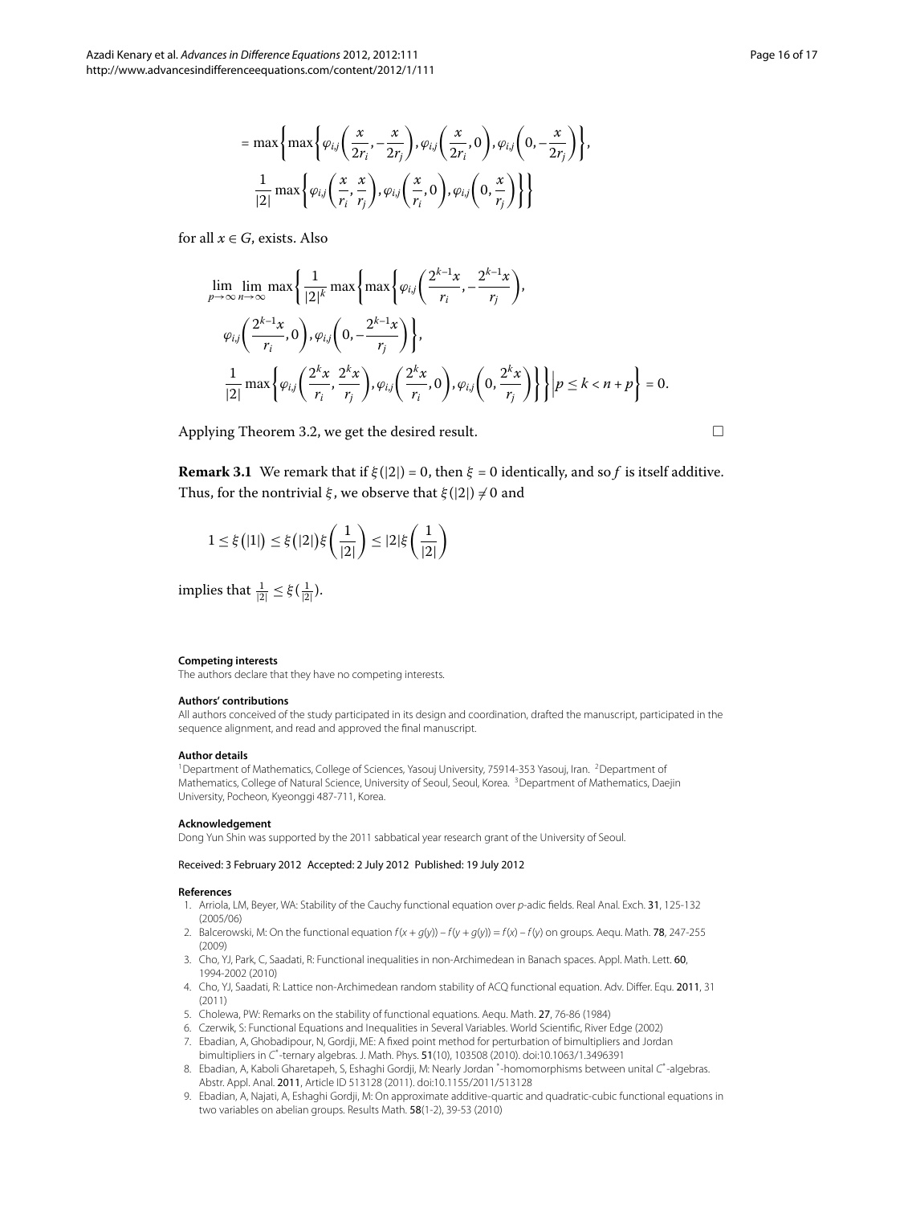$$
= \max\left\{\max\left\{\varphi_{i,j}\left(\frac{x}{2r_i}, -\frac{x}{2r_j}\right), \varphi_{i,j}\left(\frac{x}{2r_i}, 0\right), \varphi_{i,j}\left(0, -\frac{x}{2r_j}\right)\right\},\right.
$$

$$
\left.\frac{1}{|2|}\max\left\{\varphi_{i,j}\left(\frac{x}{r_i}, \frac{x}{r_j}\right), \varphi_{i,j}\left(\frac{x}{r_i}, 0\right), \varphi_{i,j}\left(0, \frac{x}{r_j}\right)\right\}\right\}
$$

for all $x \in G$, exists. Also

$$
\lim_{p\to\infty}\lim_{n\to\infty}\max\left\{\frac{1}{|2|^k}\max\left\{\max\left\{\varphi_{i,j}\left(\frac{2^{k-1}x}{r_i}, -\frac{2^{k-1}x}{r_j}\right),\right.\right.\right.
$$

$$
\left.\varphi_{i,j}\left(\frac{2^{k-1}x}{r_i}, 0\right), \varphi_{i,j}\left(0, -\frac{2^{k-1}x}{r_j}\right)\right\},
$$

$$
\left.\left.\frac{1}{|2|}\max\left\{\varphi_{i,j}\left(\frac{2^k x}{r_i}, \frac{2^k x}{r_j}\right), \varphi_{i,j}\left(\frac{2^k x}{r_i}, 0\right), \varphi_{i,j}\left(0, \frac{2^k x}{r_j}\right)\right\}\right\} \middle| p \le k < n+p\right\} = 0.
$$

Applying Theorem 3.2, we get the desired result. □

**Remark 3.1** We remark that if $\xi(|2|) = 0$, then $\xi = 0$ identically, and so $f$ is itself additive. Thus, for the nontrivial $\xi$, we observe that $\xi(|2|) \neq 0$ and

$$
1 \le \xi(|1|) \le \xi(|2|)\xi\left(\frac{1}{|2|}\right) \le |2|\xi\left(\frac{1}{|2|}\right)
$$

implies that $\frac{1}{|2|} \le \xi(\frac{1}{|2|})$.

#### Competing interests

The authors declare that they have no competing interests.

#### Authors' contributions

All authors conceived of the study participated in its design and coordination, drafted the manuscript, participated in the sequence alignment, and read and approved the final manuscript.

#### Author details

[1]Department of Mathematics, College of Sciences, Yasouj University, 75914-353 Yasouj, Iran. [2]Department of Mathematics, College of Natural Science, University of Seoul, Seoul, Korea. [3]Department of Mathematics, Daejin University, Pocheon, Kyeonggi 487-711, Korea.

#### Acknowledgement

Dong Yun Shin was supported by the 2011 sabbatical year research grant of the University of Seoul.

Received: 3 February 2012 Accepted: 2 July 2012 Published: 19 July 2012

#### References

1. Arriola, LM, Beyer, WA: Stability of the Cauchy functional equation over $p$-adic fields. Real Anal. Exch. **31**, 125-132 (2005/06)
2. Balcerowski, M: On the functional equation $f(x + g(y)) - f(y + g(y)) = f(x) - f(y)$ on groups. Aequ. Math. **78**, 247-255 (2009)
3. Cho, YJ, Park, C, Saadati, R: Functional inequalities in non-Archimedean in Banach spaces. Appl. Math. Lett. **60**, 1994-2002 (2010)
4. Cho, YJ, Saadati, R: Lattice non-Archimedean random stability of ACQ functional equation. Adv. Differ. Equ. **2011**, 31 (2011)
5. Cholewa, PW: Remarks on the stability of functional equations. Aequ. Math. **27**, 76-86 (1984)
6. Czerwik, S: Functional Equations and Inequalities in Several Variables. World Scientific, River Edge (2002)
7. Ebadian, A, Ghobadipour, N, Gordji, ME: A fixed point method for perturbation of bimultipliers and Jordan bimultipliers in $C^*$-ternary algebras. J. Math. Phys. **51**(10), 103508 (2010). doi:10.1063/1.3496391
8. Ebadian, A, Kaboli Gharetapeh, S, Eshaghi Gordji, M: Nearly Jordan $^*$-homomorphisms between unital $C^*$-algebras. Abstr. Appl. Anal. **2011**, Article ID 513128 (2011). doi:10.1155/2011/513128
9. Ebadian, A, Najati, A, Eshaghi Gordji, M: On approximate additive-quartic and quadratic-cubic functional equations in two variables on abelian groups. Results Math. **58**(1-2), 39-53 (2010)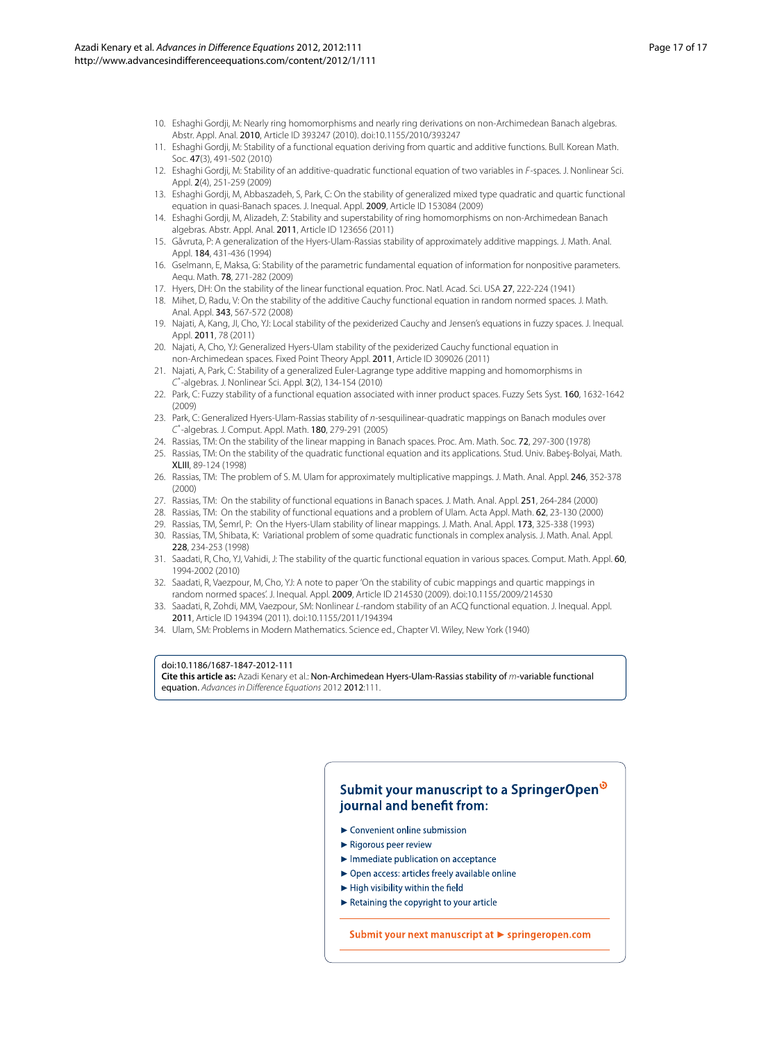10. Eshaghi Gordji, M: Nearly ring homomorphisms and nearly ring derivations on non-Archimedean Banach algebras. Abstr. Appl. Anal. **2010**, Article ID 393247 (2010). doi:10.1155/2010/393247
11. Eshaghi Gordji, M: Stability of a functional equation deriving from quartic and additive functions. Bull. Korean Math. Soc. **47**(3), 491-502 (2010)
12. Eshaghi Gordji, M: Stability of an additive-quadratic functional equation of two variables in $F$-spaces. J. Nonlinear Sci. Appl. **2**(4), 251-259 (2009)
13. Eshaghi Gordji, M, Abbaszadeh, S, Park, C: On the stability of generalized mixed type quadratic and quartic functional equation in quasi-Banach spaces. J. Inequal. Appl. **2009**, Article ID 153084 (2009)
14. Eshaghi Gordji, M, Alizadeh, Z: Stability and superstability of ring homomorphisms on non-Archimedean Banach algebras. Abstr. Appl. Anal. **2011**, Article ID 123656 (2011)
15. Găvruta, P: A generalization of the Hyers-Ulam-Rassias stability of approximately additive mappings. J. Math. Anal. Appl. **184**, 431-436 (1994)
16. Gselmann, E, Maksa, G: Stability of the parametric fundamental equation of information for nonpositive parameters. Aequ. Math. **78**, 271-282 (2009)
17. Hyers, DH: On the stability of the linear functional equation. Proc. Natl. Acad. Sci. USA **27**, 222-224 (1941)
18. Mihet, D, Radu, V: On the stability of the additive Cauchy functional equation in random normed spaces. J. Math. Anal. Appl. **343**, 567-572 (2008)
19. Najati, A, Kang, JI, Cho, YJ: Local stability of the pexiderized Cauchy and Jensen's equations in fuzzy spaces. J. Inequal. Appl. **2011**, 78 (2011)
20. Najati, A, Cho, YJ: Generalized Hyers-Ulam stability of the pexiderized Cauchy functional equation in non-Archimedean spaces. Fixed Point Theory Appl. **2011**, Article ID 309026 (2011)
21. Najati, A, Park, C: Stability of a generalized Euler-Lagrange type additive mapping and homomorphisms in $C^*$-algebras. J. Nonlinear Sci. Appl. **3**(2), 134-154 (2010)
22. Park, C: Fuzzy stability of a functional equation associated with inner product spaces. Fuzzy Sets Syst. **160**, 1632-1642 (2009)
23. Park, C: Generalized Hyers-Ulam-Rassias stability of $n$-sesquilinear-quadratic mappings on Banach modules over $C^*$-algebras. J. Comput. Appl. Math. **180**, 279-291 (2005)
24. Rassias, TM: On the stability of the linear mapping in Banach spaces. Proc. Am. Math. Soc. **72**, 297-300 (1978)
25. Rassias, TM: On the stability of the quadratic functional equation and its applications. Stud. Univ. Babeş-Bolyai, Math. **XLIII**, 89-124 (1998)
26. Rassias, TM: The problem of S. M. Ulam for approximately multiplicative mappings. J. Math. Anal. Appl. **246**, 352-378 (2000)
27. Rassias, TM: On the stability of functional equations in Banach spaces. J. Math. Anal. Appl. **251**, 264-284 (2000)
28. Rassias, TM: On the stability of functional equations and a problem of Ulam. Acta Appl. Math. **62**, 23-130 (2000)
29. Rassias, TM, Šemrl, P: On the Hyers-Ulam stability of linear mappings. J. Math. Anal. Appl. **173**, 325-338 (1993)
30. Rassias, TM, Shibata, K: Variational problem of some quadratic functionals in complex analysis. J. Math. Anal. Appl. **228**, 234-253 (1998)
31. Saadati, R, Cho, YJ, Vahidi, J: The stability of the quartic functional equation in various spaces. Comput. Math. Appl. **60**, 1994-2002 (2010)
32. Saadati, R, Vaezpour, M, Cho, YJ: A note to paper 'On the stability of cubic mappings and quartic mappings in random normed spaces'. J. Inequal. Appl. **2009**, Article ID 214530 (2009). doi:10.1155/2009/214530
33. Saadati, R, Zohdi, MM, Vaezpour, SM: Nonlinear $L$-random stability of an ACQ functional equation. J. Inequal. Appl. **2011**, Article ID 194394 (2011). doi:10.1155/2011/194394
34. Ulam, SM: Problems in Modern Mathematics. Science ed., Chapter VI. Wiley, New York (1940)

doi:10.1186/1687-1847-2012-111

**Cite this article as:** Azadi Kenary et al.: **Non-Archimedean Hyers-Ulam-Rassias stability of $m$-variable functional equation.** *Advances in Difference Equations* 2012 **2012**:111.

**Submit your manuscript to a SpringerOpen journal and benefit from:**

- ► Convenient online submission
- ► Rigorous peer review
- ► Immediate publication on acceptance
- ► Open access: articles freely available online
- ► High visibility within the field
- ► Retaining the copyright to your article

**Submit your next manuscript at ► springeropen.com**